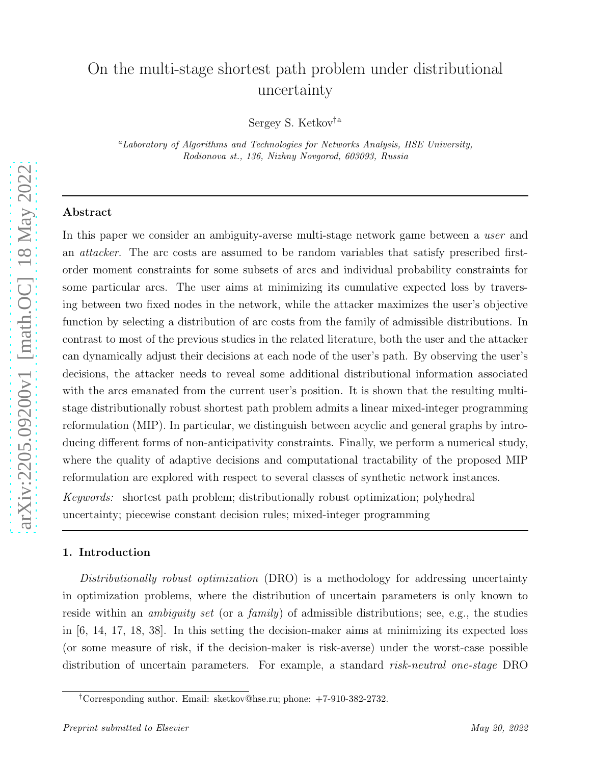# On the multi-stage shortest path problem under distributional uncertainty

Sergey S. Ketkov[†a]

[a]*Laboratory of Algorithms and Technologies for Networks Analysis, HSE University, Rodionova st., 136, Nizhny Novgorod, 603093, Russia*

---

**Abstract**

In this paper we consider an ambiguity-averse multi-stage network game between a *user* and an *attacker*. The arc costs are assumed to be random variables that satisfy prescribed first-order moment constraints for some subsets of arcs and individual probability constraints for some particular arcs. The user aims at minimizing its cumulative expected loss by traversing between two fixed nodes in the network, while the attacker maximizes the user's objective function by selecting a distribution of arc costs from the family of admissible distributions. In contrast to most of the previous studies in the related literature, both the user and the attacker can dynamically adjust their decisions at each node of the user's path. By observing the user's decisions, the attacker needs to reveal some additional distributional information associated with the arcs emanated from the current user's position. It is shown that the resulting multi-stage distributionally robust shortest path problem admits a linear mixed-integer programming reformulation (MIP). In particular, we distinguish between acyclic and general graphs by introducing different forms of non-anticipativity constraints. Finally, we perform a numerical study, where the quality of adaptive decisions and computational tractability of the proposed MIP reformulation are explored with respect to several classes of synthetic network instances.

*Keywords:* shortest path problem; distributionally robust optimization; polyhedral uncertainty; piecewise constant decision rules; mixed-integer programming

---

## 1. Introduction

*Distributionally robust optimization* (DRO) is a methodology for addressing uncertainty in optimization problems, where the distribution of uncertain parameters is only known to reside within an *ambiguity set* (or a *family*) of admissible distributions; see, e.g., the studies in [6, 14, 17, 18, 38]. In this setting the decision-maker aims at minimizing its expected loss (or some measure of risk, if the decision-maker is risk-averse) under the worst-case possible distribution of uncertain parameters. For example, a standard *risk-neutral one-stage* DRO

[†]Corresponding author. Email: sketkov@hse.ru; phone: +7-910-382-2732.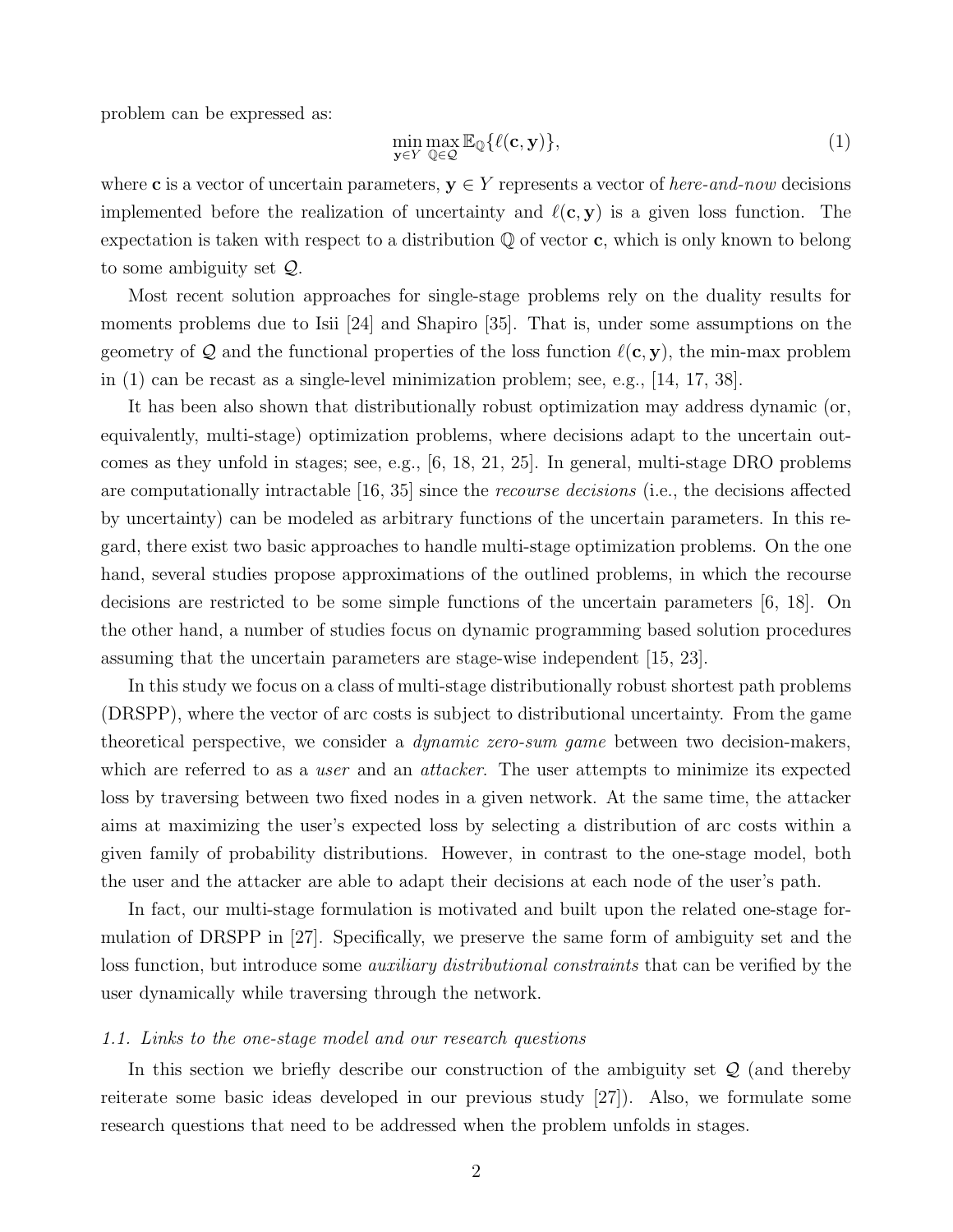problem can be expressed as:

$$\min_{\mathbf{y} \in Y} \max_{\mathbb{Q} \in \mathcal{Q}} \mathbb{E}_{\mathbb{Q}}\{\ell(\mathbf{c}, \mathbf{y})\}, \tag{1}$$

where $\mathbf{c}$ is a vector of uncertain parameters, $\mathbf{y} \in Y$ represents a vector of *here-and-now* decisions implemented before the realization of uncertainty and $\ell(\mathbf{c}, \mathbf{y})$ is a given loss function. The expectation is taken with respect to a distribution $\mathbb{Q}$ of vector $\mathbf{c}$, which is only known to belong to some ambiguity set $\mathcal{Q}$.

Most recent solution approaches for single-stage problems rely on the duality results for moments problems due to Isii [24] and Shapiro [35]. That is, under some assumptions on the geometry of $\mathcal{Q}$ and the functional properties of the loss function $\ell(\mathbf{c}, \mathbf{y})$, the min-max problem in (1) can be recast as a single-level minimization problem; see, e.g., [14, 17, 38].

It has been also shown that distributionally robust optimization may address dynamic (or, equivalently, multi-stage) optimization problems, where decisions adapt to the uncertain outcomes as they unfold in stages; see, e.g., [6, 18, 21, 25]. In general, multi-stage DRO problems are computationally intractable [16, 35] since the *recourse decisions* (i.e., the decisions affected by uncertainty) can be modeled as arbitrary functions of the uncertain parameters. In this regard, there exist two basic approaches to handle multi-stage optimization problems. On the one hand, several studies propose approximations of the outlined problems, in which the recourse decisions are restricted to be some simple functions of the uncertain parameters [6, 18]. On the other hand, a number of studies focus on dynamic programming based solution procedures assuming that the uncertain parameters are stage-wise independent [15, 23].

In this study we focus on a class of multi-stage distributionally robust shortest path problems (DRSPP), where the vector of arc costs is subject to distributional uncertainty. From the game theoretical perspective, we consider a *dynamic zero-sum game* between two decision-makers, which are referred to as a *user* and an *attacker*. The user attempts to minimize its expected loss by traversing between two fixed nodes in a given network. At the same time, the attacker aims at maximizing the user's expected loss by selecting a distribution of arc costs within a given family of probability distributions. However, in contrast to the one-stage model, both the user and the attacker are able to adapt their decisions at each node of the user's path.

In fact, our multi-stage formulation is motivated and built upon the related one-stage formulation of DRSPP in [27]. Specifically, we preserve the same form of ambiguity set and the loss function, but introduce some *auxiliary distributional constraints* that can be verified by the user dynamically while traversing through the network.

### *1.1. Links to the one-stage model and our research questions*

In this section we briefly describe our construction of the ambiguity set $\mathcal{Q}$ (and thereby reiterate some basic ideas developed in our previous study [27]). Also, we formulate some research questions that need to be addressed when the problem unfolds in stages.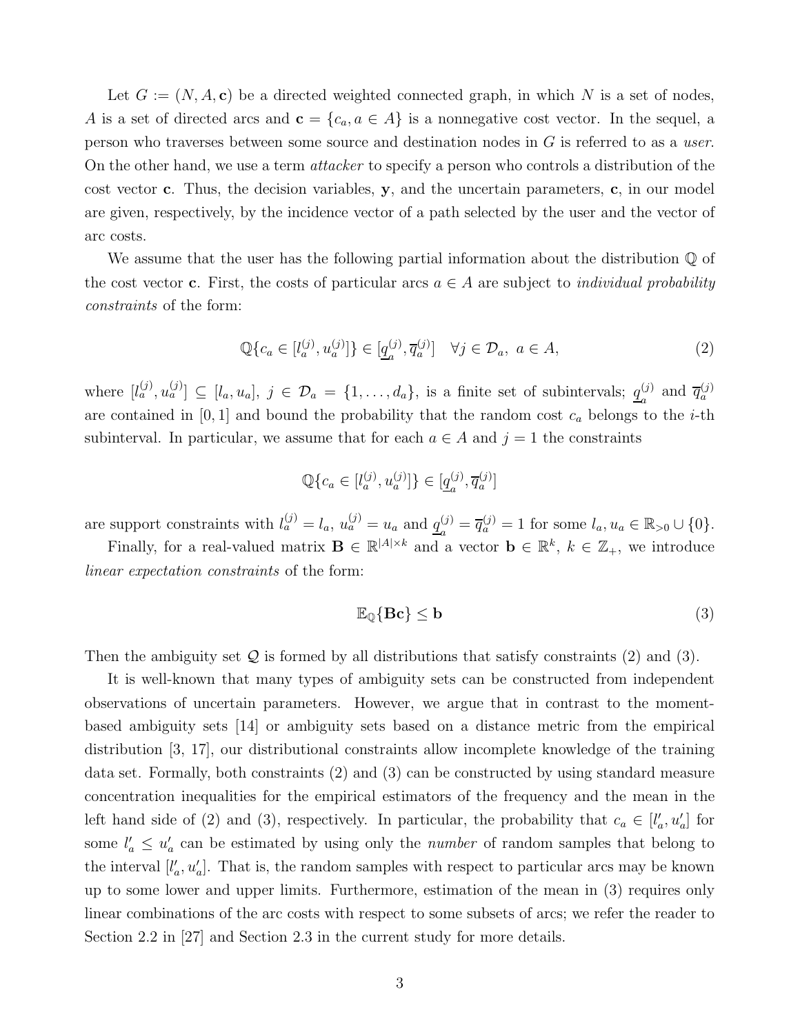Let $G := (N, A, \mathbf{c})$ be a directed weighted connected graph, in which $N$ is a set of nodes, $A$ is a set of directed arcs and $\mathbf{c} = \{c_a, a \in A\}$ is a nonnegative cost vector. In the sequel, a person who traverses between some source and destination nodes in $G$ is referred to as a *user*. On the other hand, we use a term *attacker* to specify a person who controls a distribution of the cost vector $\mathbf{c}$. Thus, the decision variables, $\mathbf{y}$, and the uncertain parameters, $\mathbf{c}$, in our model are given, respectively, by the incidence vector of a path selected by the user and the vector of arc costs.

We assume that the user has the following partial information about the distribution $\mathbb{Q}$ of the cost vector $\mathbf{c}$. First, the costs of particular arcs $a \in A$ are subject to *individual probability constraints* of the form:

$$\mathbb{Q}\{c_a \in [l_a^{(j)}, u_a^{(j)}]\} \in [\underline{q}_a^{(j)}, \overline{q}_a^{(j)}] \quad \forall j \in \mathcal{D}_a, \ a \in A, \tag{2}$$

where $[l_a^{(j)}, u_a^{(j)}] \subseteq [l_a, u_a]$, $j \in \mathcal{D}_a = \{1, \ldots, d_a\}$, is a finite set of subintervals; $\underline{q}_a^{(j)}$ and $\overline{q}_a^{(j)}$ are contained in $[0, 1]$ and bound the probability that the random cost $c_a$ belongs to the $i$-th subinterval. In particular, we assume that for each $a \in A$ and $j = 1$ the constraints

$$\mathbb{Q}\{c_a \in [l_a^{(j)}, u_a^{(j)}]\} \in [\underline{q}_a^{(j)}, \overline{q}_a^{(j)}]$$

are support constraints with $l_a^{(j)} = l_a$, $u_a^{(j)} = u_a$ and $\underline{q}_a^{(j)} = \overline{q}_a^{(j)} = 1$ for some $l_a, u_a \in \mathbb{R}_{>0} \cup \{0\}$.

Finally, for a real-valued matrix $\mathbf{B} \in \mathbb{R}^{|A| \times k}$ and a vector $\mathbf{b} \in \mathbb{R}^k$, $k \in \mathbb{Z}_+$, we introduce *linear expectation constraints* of the form:

$$\mathbb{E}_{\mathbb{Q}}\{\mathbf{B}\mathbf{c}\} \leq \mathbf{b} \tag{3}$$

Then the ambiguity set $\mathcal{Q}$ is formed by all distributions that satisfy constraints (2) and (3).

It is well-known that many types of ambiguity sets can be constructed from independent observations of uncertain parameters. However, we argue that in contrast to the moment-based ambiguity sets [14] or ambiguity sets based on a distance metric from the empirical distribution [3, 17], our distributional constraints allow incomplete knowledge of the training data set. Formally, both constraints (2) and (3) can be constructed by using standard measure concentration inequalities for the empirical estimators of the frequency and the mean in the left hand side of (2) and (3), respectively. In particular, the probability that $c_a \in [l'_a, u'_a]$ for some $l'_a \leq u'_a$ can be estimated by using only the *number* of random samples that belong to the interval $[l'_a, u'_a]$. That is, the random samples with respect to particular arcs may be known up to some lower and upper limits. Furthermore, estimation of the mean in (3) requires only linear combinations of the arc costs with respect to some subsets of arcs; we refer the reader to Section 2.2 in [27] and Section 2.3 in the current study for more details.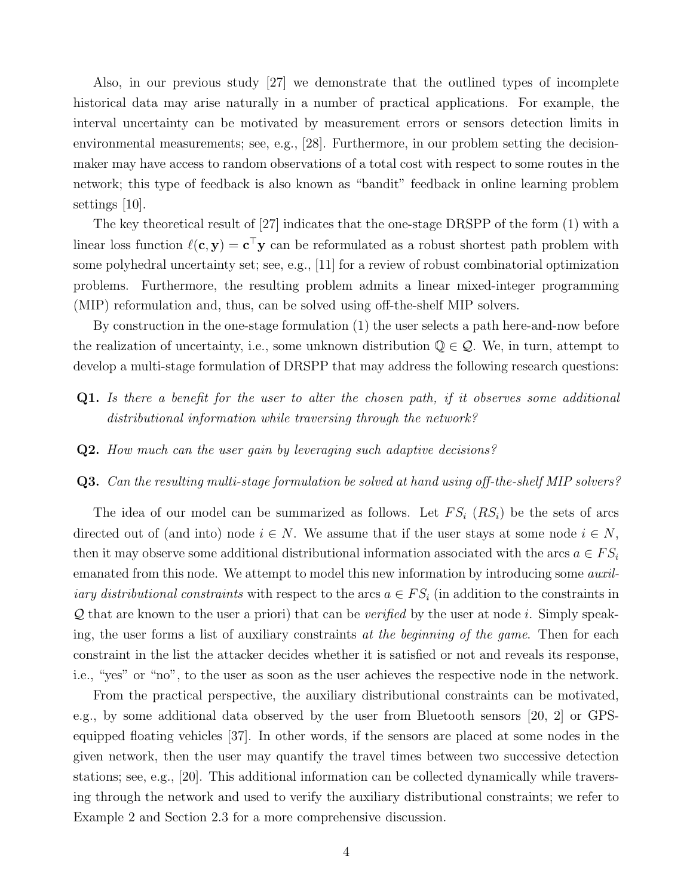Also, in our previous study [27] we demonstrate that the outlined types of incomplete historical data may arise naturally in a number of practical applications. For example, the interval uncertainty can be motivated by measurement errors or sensors detection limits in environmental measurements; see, e.g., [28]. Furthermore, in our problem setting the decision-maker may have access to random observations of a total cost with respect to some routes in the network; this type of feedback is also known as "bandit" feedback in online learning problem settings [10].

The key theoretical result of [27] indicates that the one-stage DRSPP of the form (1) with a linear loss function $\ell(\mathbf{c}, \mathbf{y}) = \mathbf{c}^\top \mathbf{y}$ can be reformulated as a robust shortest path problem with some polyhedral uncertainty set; see, e.g., [11] for a review of robust combinatorial optimization problems. Furthermore, the resulting problem admits a linear mixed-integer programming (MIP) reformulation and, thus, can be solved using off-the-shelf MIP solvers.

By construction in the one-stage formulation (1) the user selects a path here-and-now before the realization of uncertainty, i.e., some unknown distribution $\mathbb{Q} \in \mathcal{Q}$. We, in turn, attempt to develop a multi-stage formulation of DRSPP that may address the following research questions:

**Q1.** *Is there a benefit for the user to alter the chosen path, if it observes some additional distributional information while traversing through the network?*

**Q2.** *How much can the user gain by leveraging such adaptive decisions?*

**Q3.** *Can the resulting multi-stage formulation be solved at hand using off-the-shelf MIP solvers?*

The idea of our model can be summarized as follows. Let $FS_i$ ($RS_i$) be the sets of arcs directed out of (and into) node $i \in N$. We assume that if the user stays at some node $i \in N$, then it may observe some additional distributional information associated with the arcs $a \in FS_i$ emanated from this node. We attempt to model this new information by introducing some *auxiliary distributional constraints* with respect to the arcs $a \in FS_i$ (in addition to the constraints in $\mathcal{Q}$ that are known to the user a priori) that can be *verified* by the user at node $i$. Simply speaking, the user forms a list of auxiliary constraints *at the beginning of the game*. Then for each constraint in the list the attacker decides whether it is satisfied or not and reveals its response, i.e., "yes" or "no", to the user as soon as the user achieves the respective node in the network.

From the practical perspective, the auxiliary distributional constraints can be motivated, e.g., by some additional data observed by the user from Bluetooth sensors [20, 2] or GPS-equipped floating vehicles [37]. In other words, if the sensors are placed at some nodes in the given network, then the user may quantify the travel times between two successive detection stations; see, e.g., [20]. This additional information can be collected dynamically while traversing through the network and used to verify the auxiliary distributional constraints; we refer to Example 2 and Section 2.3 for a more comprehensive discussion.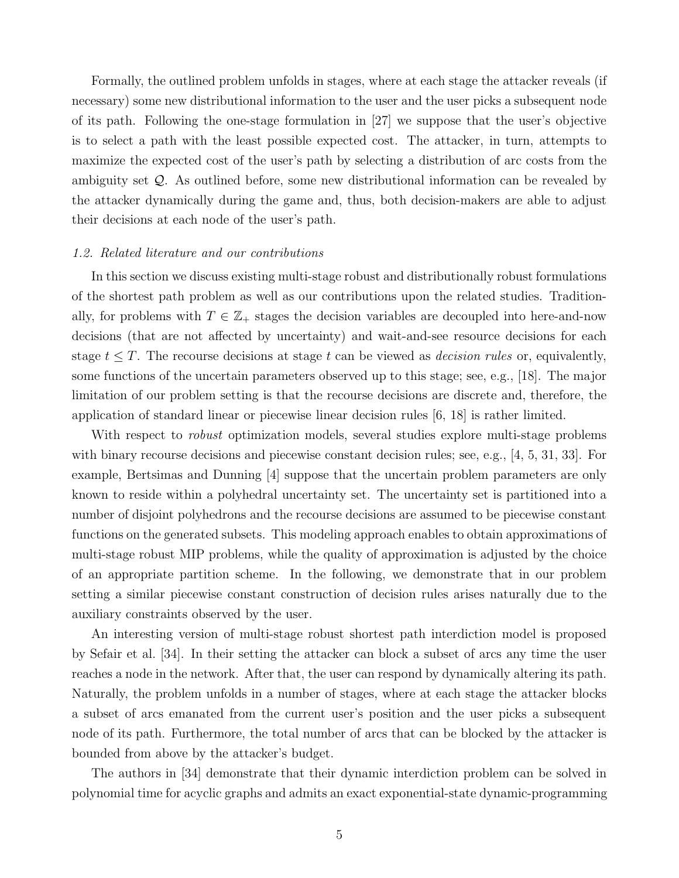Formally, the outlined problem unfolds in stages, where at each stage the attacker reveals (if necessary) some new distributional information to the user and the user picks a subsequent node of its path. Following the one-stage formulation in [27] we suppose that the user's objective is to select a path with the least possible expected cost. The attacker, in turn, attempts to maximize the expected cost of the user's path by selecting a distribution of arc costs from the ambiguity set $\mathcal{Q}$. As outlined before, some new distributional information can be revealed by the attacker dynamically during the game and, thus, both decision-makers are able to adjust their decisions at each node of the user's path.

### *1.2. Related literature and our contributions*

In this section we discuss existing multi-stage robust and distributionally robust formulations of the shortest path problem as well as our contributions upon the related studies. Traditionally, for problems with $T \in \mathbb{Z}_+$ stages the decision variables are decoupled into here-and-now decisions (that are not affected by uncertainty) and wait-and-see resource decisions for each stage $t \leq T$. The recourse decisions at stage $t$ can be viewed as *decision rules* or, equivalently, some functions of the uncertain parameters observed up to this stage; see, e.g., [18]. The major limitation of our problem setting is that the recourse decisions are discrete and, therefore, the application of standard linear or piecewise linear decision rules [6, 18] is rather limited.

With respect to *robust* optimization models, several studies explore multi-stage problems with binary recourse decisions and piecewise constant decision rules; see, e.g., [4, 5, 31, 33]. For example, Bertsimas and Dunning [4] suppose that the uncertain problem parameters are only known to reside within a polyhedral uncertainty set. The uncertainty set is partitioned into a number of disjoint polyhedrons and the recourse decisions are assumed to be piecewise constant functions on the generated subsets. This modeling approach enables to obtain approximations of multi-stage robust MIP problems, while the quality of approximation is adjusted by the choice of an appropriate partition scheme. In the following, we demonstrate that in our problem setting a similar piecewise constant construction of decision rules arises naturally due to the auxiliary constraints observed by the user.

An interesting version of multi-stage robust shortest path interdiction model is proposed by Sefair et al. [34]. In their setting the attacker can block a subset of arcs any time the user reaches a node in the network. After that, the user can respond by dynamically altering its path. Naturally, the problem unfolds in a number of stages, where at each stage the attacker blocks a subset of arcs emanated from the current user's position and the user picks a subsequent node of its path. Furthermore, the total number of arcs that can be blocked by the attacker is bounded from above by the attacker's budget.

The authors in [34] demonstrate that their dynamic interdiction problem can be solved in polynomial time for acyclic graphs and admits an exact exponential-state dynamic-programming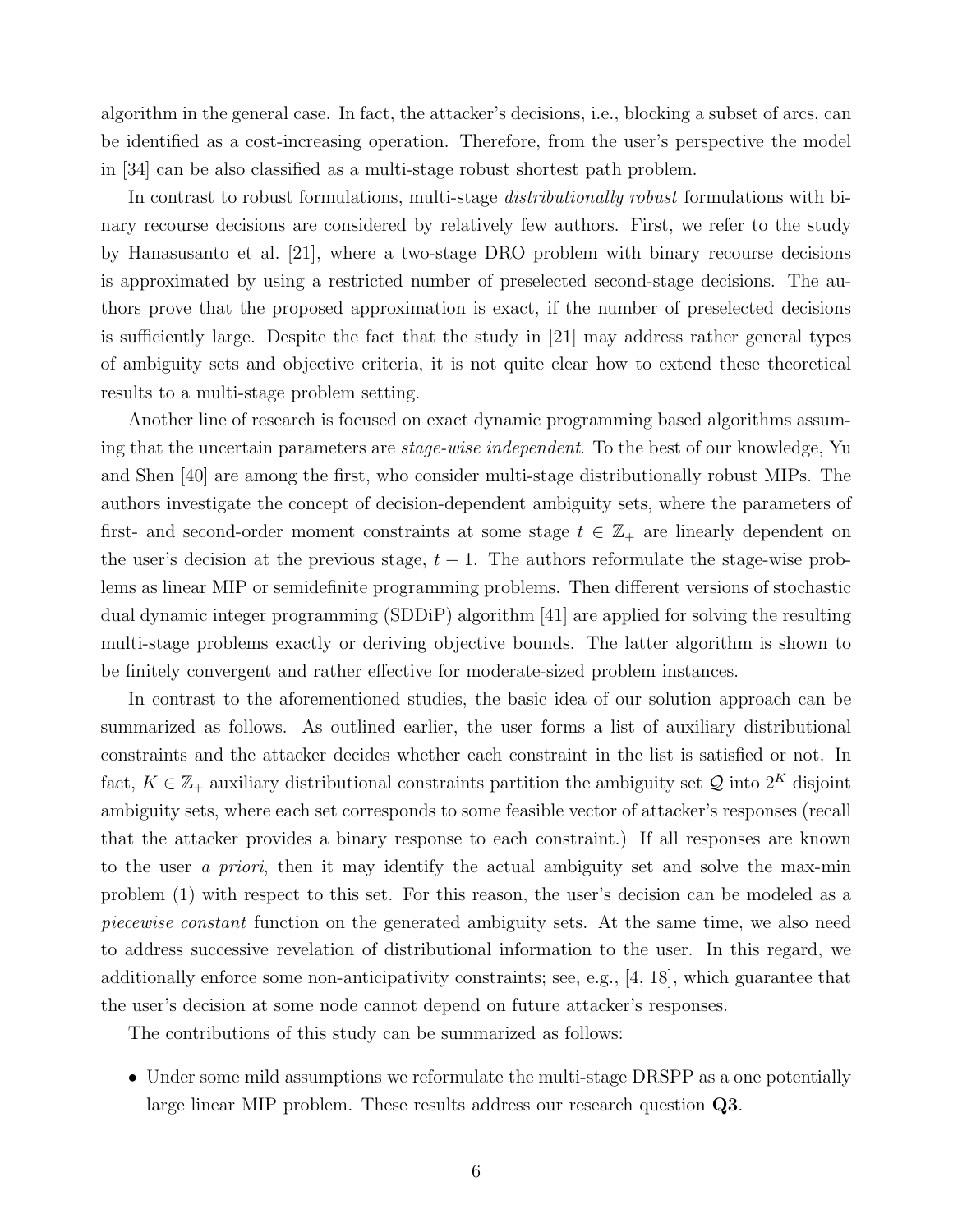algorithm in the general case. In fact, the attacker's decisions, i.e., blocking a subset of arcs, can be identified as a cost-increasing operation. Therefore, from the user's perspective the model in [34] can be also classified as a multi-stage robust shortest path problem.

In contrast to robust formulations, multi-stage *distributionally robust* formulations with binary recourse decisions are considered by relatively few authors. First, we refer to the study by Hanasusanto et al. [21], where a two-stage DRO problem with binary recourse decisions is approximated by using a restricted number of preselected second-stage decisions. The authors prove that the proposed approximation is exact, if the number of preselected decisions is sufficiently large. Despite the fact that the study in [21] may address rather general types of ambiguity sets and objective criteria, it is not quite clear how to extend these theoretical results to a multi-stage problem setting.

Another line of research is focused on exact dynamic programming based algorithms assuming that the uncertain parameters are *stage-wise independent*. To the best of our knowledge, Yu and Shen [40] are among the first, who consider multi-stage distributionally robust MIPs. The authors investigate the concept of decision-dependent ambiguity sets, where the parameters of first- and second-order moment constraints at some stage $t \in \mathbb{Z}_+$ are linearly dependent on the user's decision at the previous stage, $t-1$. The authors reformulate the stage-wise problems as linear MIP or semidefinite programming problems. Then different versions of stochastic dual dynamic integer programming (SDDiP) algorithm [41] are applied for solving the resulting multi-stage problems exactly or deriving objective bounds. The latter algorithm is shown to be finitely convergent and rather effective for moderate-sized problem instances.

In contrast to the aforementioned studies, the basic idea of our solution approach can be summarized as follows. As outlined earlier, the user forms a list of auxiliary distributional constraints and the attacker decides whether each constraint in the list is satisfied or not. In fact, $K \in \mathbb{Z}_+$ auxiliary distributional constraints partition the ambiguity set $\mathcal{Q}$ into $2^K$ disjoint ambiguity sets, where each set corresponds to some feasible vector of attacker's responses (recall that the attacker provides a binary response to each constraint.) If all responses are known to the user *a priori*, then it may identify the actual ambiguity set and solve the max-min problem (1) with respect to this set. For this reason, the user's decision can be modeled as a *piecewise constant* function on the generated ambiguity sets. At the same time, we also need to address successive revelation of distributional information to the user. In this regard, we additionally enforce some non-anticipativity constraints; see, e.g., [4, 18], which guarantee that the user's decision at some node cannot depend on future attacker's responses.

The contributions of this study can be summarized as follows:

- Under some mild assumptions we reformulate the multi-stage DRSPP as a one potentially large linear MIP problem. These results address our research question **Q3**.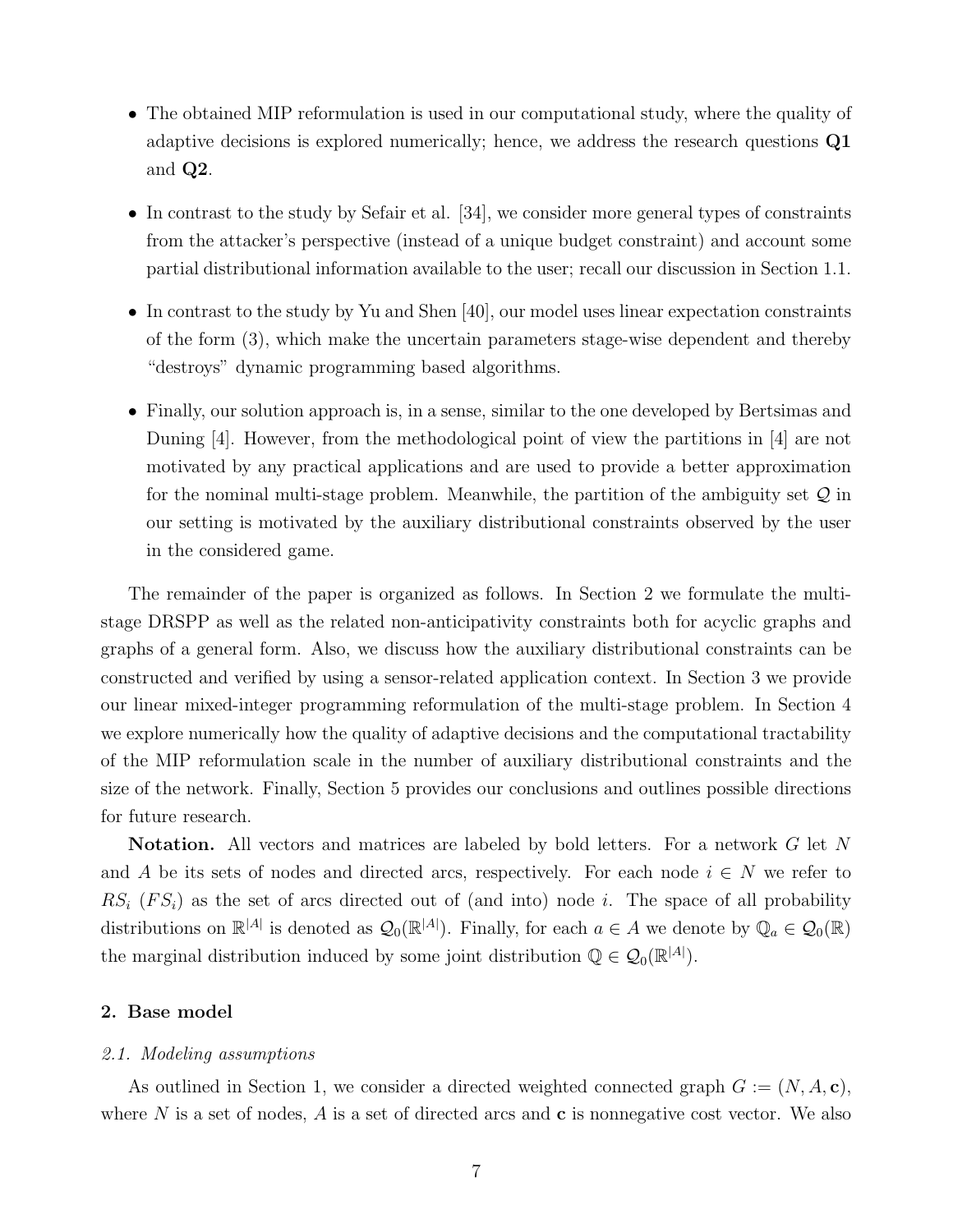- The obtained MIP reformulation is used in our computational study, where the quality of adaptive decisions is explored numerically; hence, we address the research questions **Q1** and **Q2**.

- In contrast to the study by Sefair et al. [34], we consider more general types of constraints from the attacker's perspective (instead of a unique budget constraint) and account some partial distributional information available to the user; recall our discussion in Section 1.1.

- In contrast to the study by Yu and Shen [40], our model uses linear expectation constraints of the form (3), which make the uncertain parameters stage-wise dependent and thereby "destroys" dynamic programming based algorithms.

- Finally, our solution approach is, in a sense, similar to the one developed by Bertsimas and Duning [4]. However, from the methodological point of view the partitions in [4] are not motivated by any practical applications and are used to provide a better approximation for the nominal multi-stage problem. Meanwhile, the partition of the ambiguity set $\mathcal{Q}$ in our setting is motivated by the auxiliary distributional constraints observed by the user in the considered game.

The remainder of the paper is organized as follows. In Section 2 we formulate the multi-stage DRSPP as well as the related non-anticipativity constraints both for acyclic graphs and graphs of a general form. Also, we discuss how the auxiliary distributional constraints can be constructed and verified by using a sensor-related application context. In Section 3 we provide our linear mixed-integer programming reformulation of the multi-stage problem. In Section 4 we explore numerically how the quality of adaptive decisions and the computational tractability of the MIP reformulation scale in the number of auxiliary distributional constraints and the size of the network. Finally, Section 5 provides our conclusions and outlines possible directions for future research.

**Notation.** All vectors and matrices are labeled by bold letters. For a network $G$ let $N$ and $A$ be its sets of nodes and directed arcs, respectively. For each node $i \in N$ we refer to $RS_i$ ($FS_i$) as the set of arcs directed out of (and into) node $i$. The space of all probability distributions on $\mathbb{R}^{|A|}$ is denoted as $\mathcal{Q}_0(\mathbb{R}^{|A|})$. Finally, for each $a \in A$ we denote by $\mathbb{Q}_a \in \mathcal{Q}_0(\mathbb{R})$ the marginal distribution induced by some joint distribution $\mathbb{Q} \in \mathcal{Q}_0(\mathbb{R}^{|A|})$.

## 2. Base model

### 2.1. Modeling assumptions

As outlined in Section 1, we consider a directed weighted connected graph $G := (N, A, \mathbf{c})$, where $N$ is a set of nodes, $A$ is a set of directed arcs and $\mathbf{c}$ is nonnegative cost vector. We also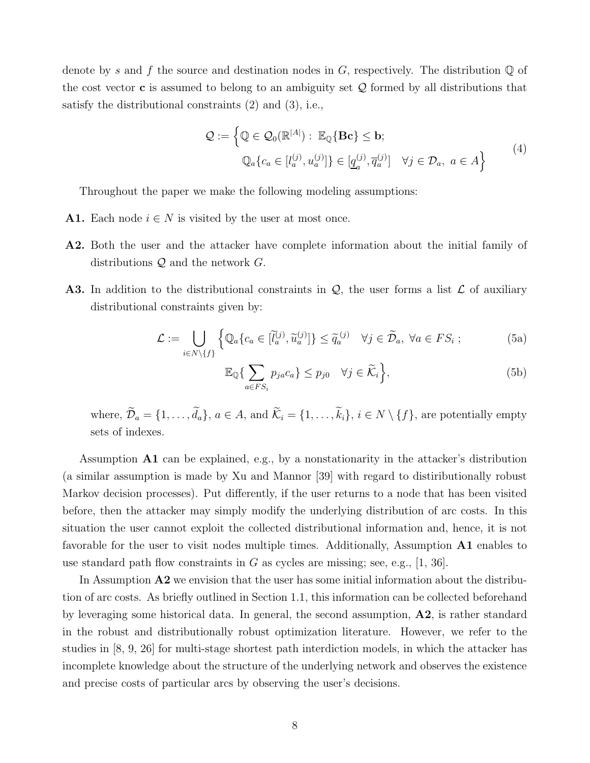denote by $s$ and $f$ the source and destination nodes in $G$, respectively. The distribution $\mathbb{Q}$ of the cost vector $\mathbf{c}$ is assumed to belong to an ambiguity set $\mathcal{Q}$ formed by all distributions that satisfy the distributional constraints (2) and (3), i.e.,

$$
\begin{aligned}
\mathcal{Q} := \Big\{ \mathbb{Q} \in \mathcal{Q}_0(\mathbb{R}^{|A|}) :\ & \mathbb{E}_{\mathbb{Q}}\{\mathbf{B}\mathbf{c}\} \leq \mathbf{b}; \\
& \mathbb{Q}_a\{c_a \in [l_a^{(j)}, u_a^{(j)}]\} \in [\underline{q}_a^{(j)}, \overline{q}_a^{(j)}] \quad \forall j \in \mathcal{D}_a,\ a \in A \Big\}
\end{aligned}
\tag{4}
$$

Throughout the paper we make the following modeling assumptions:

**A1.** Each node $i \in N$ is visited by the user at most once.

**A2.** Both the user and the attacker have complete information about the initial family of distributions $\mathcal{Q}$ and the network $G$.

**A3.** In addition to the distributional constraints in $\mathcal{Q}$, the user forms a list $\mathcal{L}$ of auxiliary distributional constraints given by:

$$
\mathcal{L} := \bigcup_{i \in N \setminus \{f\}} \Big\{ \mathbb{Q}_a\{c_a \in [\widetilde{l}_a^{(j)}, \widetilde{u}_a^{(j)}]\} \leq \widetilde{q}_a^{(j)} \quad \forall j \in \widetilde{\mathcal{D}}_a,\ \forall a \in FS_i\ ; \tag{5a}
$$

$$
\mathbb{E}_{\mathbb{Q}}\{\sum_{a \in FS_i} p_{ja} c_a\} \leq p_{j0} \quad \forall j \in \widetilde{\mathcal{K}}_i \Big\}, \tag{5b}
$$

where, $\widetilde{\mathcal{D}}_a = \{1, \ldots, \widetilde{d}_a\}$, $a \in A$, and $\widetilde{\mathcal{K}}_i = \{1, \ldots, \widetilde{k}_i\}$, $i \in N \setminus \{f\}$, are potentially empty sets of indexes.

Assumption **A1** can be explained, e.g., by a nonstationarity in the attacker's distribution (a similar assumption is made by Xu and Mannor [39] with regard to distiributionally robust Markov decision processes). Put differently, if the user returns to a node that has been visited before, then the attacker may simply modify the underlying distribution of arc costs. In this situation the user cannot exploit the collected distributional information and, hence, it is not favorable for the user to visit nodes multiple times. Additionally, Assumption **A1** enables to use standard path flow constraints in $G$ as cycles are missing; see, e.g., [1, 36].

In Assumption **A2** we envision that the user has some initial information about the distribution of arc costs. As briefly outlined in Section 1.1, this information can be collected beforehand by leveraging some historical data. In general, the second assumption, **A2**, is rather standard in the robust and distributionally robust optimization literature. However, we refer to the studies in [8, 9, 26] for multi-stage shortest path interdiction models, in which the attacker has incomplete knowledge about the structure of the underlying network and observes the existence and precise costs of particular arcs by observing the user's decisions.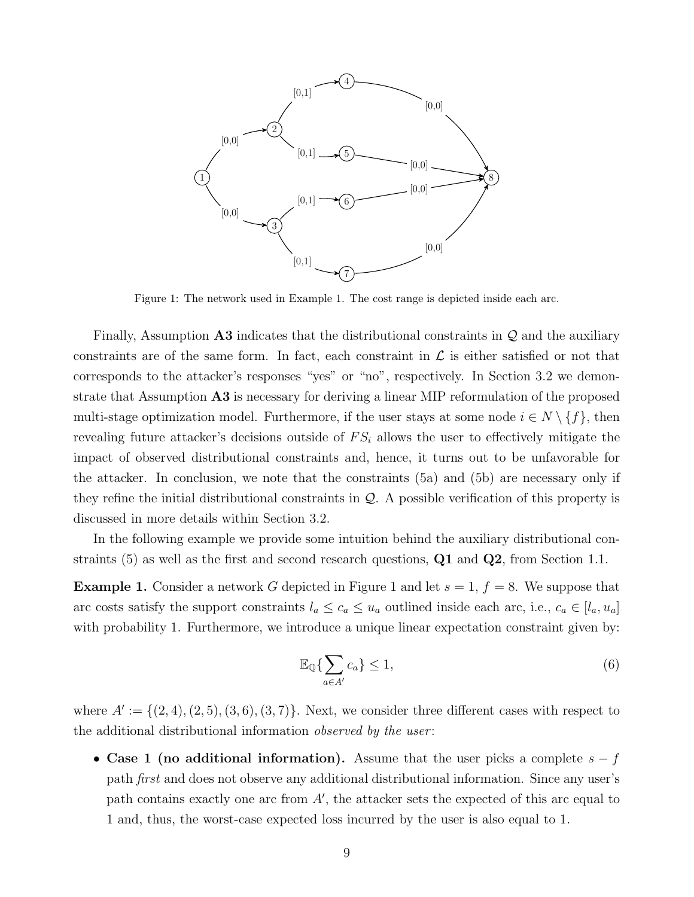Figure 1: The network used in Example 1. The cost range is depicted inside each arc.

Finally, Assumption **A3** indicates that the distributional constraints in $\mathcal{Q}$ and the auxiliary constraints are of the same form. In fact, each constraint in $\mathcal{L}$ is either satisfied or not that corresponds to the attacker's responses "yes" or "no", respectively. In Section 3.2 we demonstrate that Assumption **A3** is necessary for deriving a linear MIP reformulation of the proposed multi-stage optimization model. Furthermore, if the user stays at some node $i \in N \setminus \{f\}$, then revealing future attacker's decisions outside of $FS_i$ allows the user to effectively mitigate the impact of observed distributional constraints and, hence, it turns out to be unfavorable for the attacker. In conclusion, we note that the constraints (5a) and (5b) are necessary only if they refine the initial distributional constraints in $\mathcal{Q}$. A possible verification of this property is discussed in more details within Section 3.2.

In the following example we provide some intuition behind the auxiliary distributional constraints (5) as well as the first and second research questions, **Q1** and **Q2**, from Section 1.1.

**Example 1.** Consider a network $G$ depicted in Figure 1 and let $s = 1$, $f = 8$. We suppose that arc costs satisfy the support constraints $l_a \leq c_a \leq u_a$ outlined inside each arc, i.e., $c_a \in [l_a, u_a]$ with probability 1. Furthermore, we introduce a unique linear expectation constraint given by:

$$\mathbb{E}_{\mathbb{Q}}\{\sum_{a \in A'} c_a\} \leq 1, \tag{6}$$

where $A' := \{(2,4), (2,5), (3,6), (3,7)\}$. Next, we consider three different cases with respect to the additional distributional information *observed by the user*:

- **Case 1 (no additional information).** Assume that the user picks a complete $s - f$ path *first* and does not observe any additional distributional information. Since any user's path contains exactly one arc from $A'$, the attacker sets the expected of this arc equal to 1 and, thus, the worst-case expected loss incurred by the user is also equal to 1.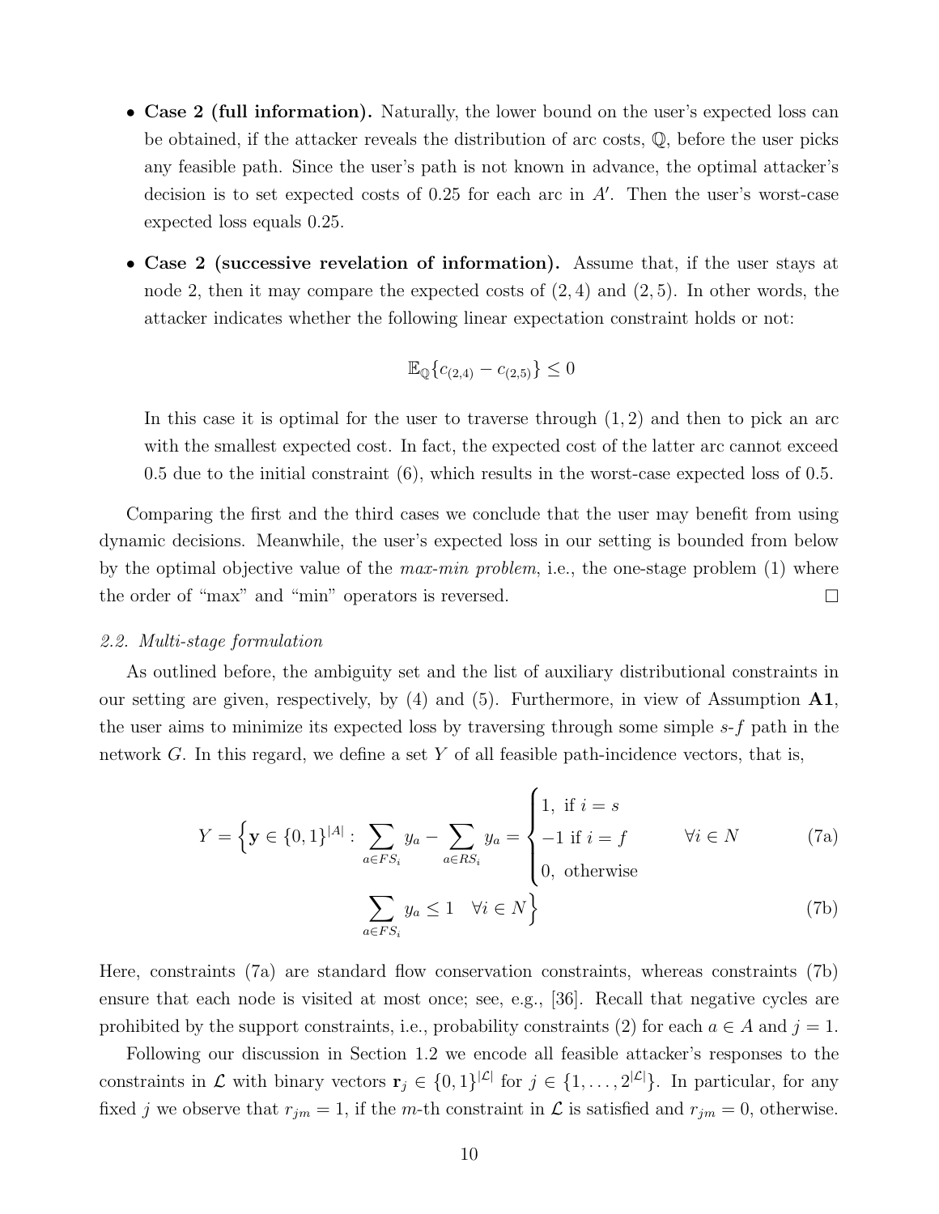- **Case 2 (full information).** Naturally, the lower bound on the user's expected loss can be obtained, if the attacker reveals the distribution of arc costs, $\mathbb{Q}$, before the user picks any feasible path. Since the user's path is not known in advance, the optimal attacker's decision is to set expected costs of 0.25 for each arc in $A'$. Then the user's worst-case expected loss equals 0.25.

- **Case 2 (successive revelation of information).** Assume that, if the user stays at node 2, then it may compare the expected costs of $(2,4)$ and $(2,5)$. In other words, the attacker indicates whether the following linear expectation constraint holds or not:

$$\mathbb{E}_{\mathbb{Q}}\{c_{(2,4)} - c_{(2,5)}\} \leq 0$$

  In this case it is optimal for the user to traverse through $(1,2)$ and then to pick an arc with the smallest expected cost. In fact, the expected cost of the latter arc cannot exceed 0.5 due to the initial constraint (6), which results in the worst-case expected loss of 0.5.

Comparing the first and the third cases we conclude that the user may benefit from using dynamic decisions. Meanwhile, the user's expected loss in our setting is bounded from below by the optimal objective value of the *max-min problem*, i.e., the one-stage problem (1) where the order of "max" and "min" operators is reversed. □

### 2.2. Multi-stage formulation

As outlined before, the ambiguity set and the list of auxiliary distributional constraints in our setting are given, respectively, by (4) and (5). Furthermore, in view of Assumption **A1**, the user aims to minimize its expected loss by traversing through some simple $s$-$f$ path in the network $G$. In this regard, we define a set $Y$ of all feasible path-incidence vectors, that is,

$$Y = \Big\{ \mathbf{y} \in \{0,1\}^{|A|} : \sum_{a \in FS_i} y_a - \sum_{a \in RS_i} y_a = \begin{cases} 1, \text{ if } i = s \\ -1 \text{ if } i = f \\ 0, \text{ otherwise} \end{cases} \quad \forall i \in N \tag{7a}$$

$$\sum_{a \in FS_i} y_a \leq 1 \quad \forall i \in N \Big\} \tag{7b}$$

Here, constraints (7a) are standard flow conservation constraints, whereas constraints (7b) ensure that each node is visited at most once; see, e.g., [36]. Recall that negative cycles are prohibited by the support constraints, i.e., probability constraints (2) for each $a \in A$ and $j = 1$.

Following our discussion in Section 1.2 we encode all feasible attacker's responses to the constraints in $\mathcal{L}$ with binary vectors $\mathbf{r}_j \in \{0,1\}^{|\mathcal{L}|}$ for $j \in \{1, \ldots, 2^{|\mathcal{L}|}\}$. In particular, for any fixed $j$ we observe that $r_{jm} = 1$, if the $m$-th constraint in $\mathcal{L}$ is satisfied and $r_{jm} = 0$, otherwise.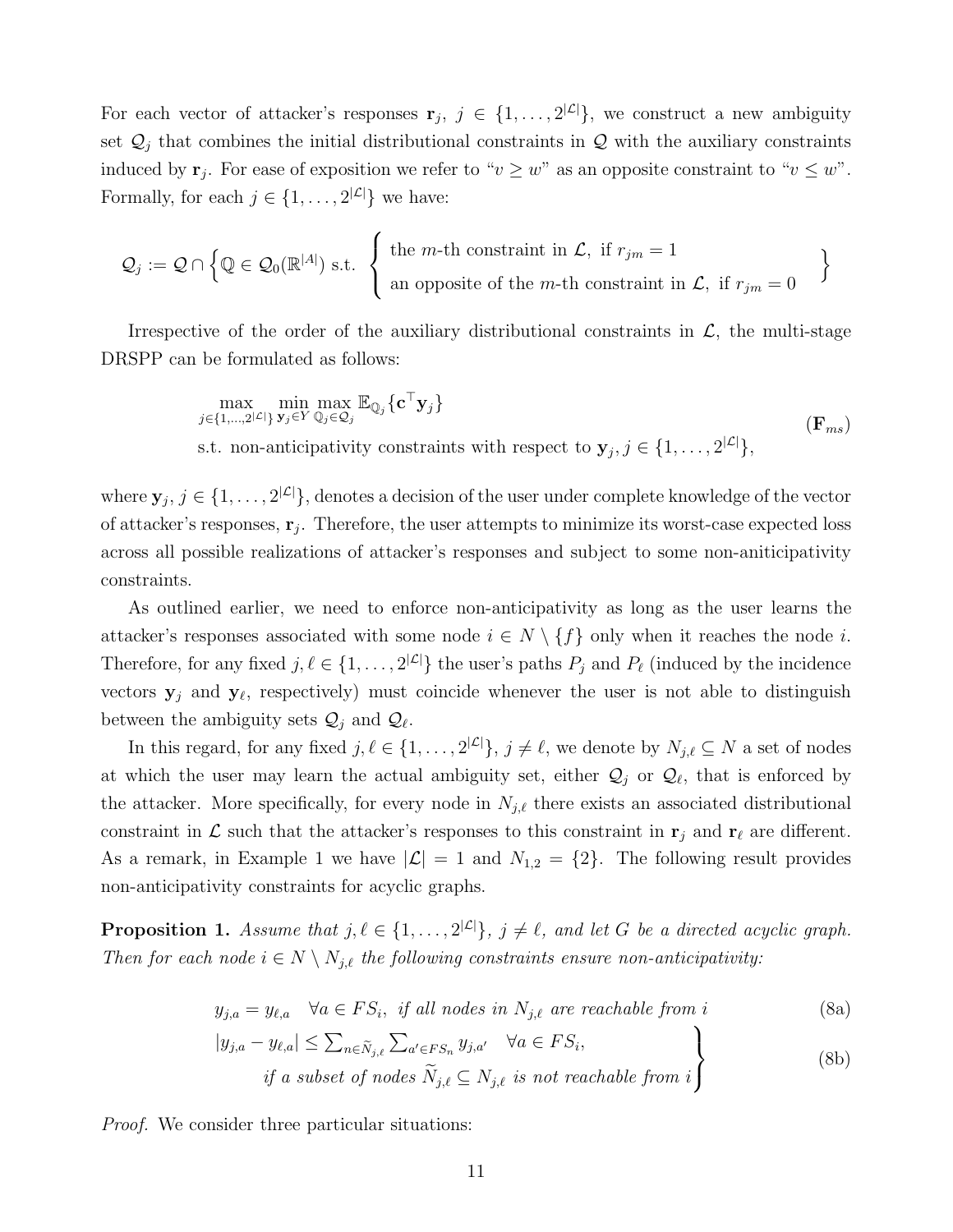For each vector of attacker's responses $\mathbf{r}_j$, $j \in \{1, \ldots, 2^{|\mathcal{L}|}\}$, we construct a new ambiguity set $\mathcal{Q}_j$ that combines the initial distributional constraints in $\mathcal{Q}$ with the auxiliary constraints induced by $\mathbf{r}_j$. For ease of exposition we refer to "$v \geq w$" as an opposite constraint to "$v \leq w$". Formally, for each $j \in \{1, \ldots, 2^{|\mathcal{L}|}\}$ we have:

$$
\mathcal{Q}_j := \mathcal{Q} \cap \Big\{ \mathbb{Q} \in \mathcal{Q}_0(\mathbb{R}^{|A|}) \text{ s.t. } \begin{cases} \text{the } m\text{-th constraint in } \mathcal{L}, \text{ if } r_{jm} = 1 \\ \text{an opposite of the } m\text{-th constraint in } \mathcal{L}, \text{ if } r_{jm} = 0 \end{cases} \Big\}
$$

Irrespective of the order of the auxiliary distributional constraints in $\mathcal{L}$, the multi-stage DRSPP can be formulated as follows:

$$
\begin{aligned}
&\max_{j \in \{1,\ldots,2^{|\mathcal{L}|}\}} \min_{\mathbf{y}_j \in Y} \max_{\mathbb{Q}_j \in \mathcal{Q}_j} \mathbb{E}_{\mathbb{Q}_j}\{\mathbf{c}^\top \mathbf{y}_j\} \\
&\text{s.t. non-anticipativity constraints with respect to } \mathbf{y}_j, j \in \{1, \ldots, 2^{|\mathcal{L}|}\},
\end{aligned}
\qquad (\mathbf{F}_{ms})
$$

where $\mathbf{y}_j$, $j \in \{1, \ldots, 2^{|\mathcal{L}|}\}$, denotes a decision of the user under complete knowledge of the vector of attacker's responses, $\mathbf{r}_j$. Therefore, the user attempts to minimize its worst-case expected loss across all possible realizations of attacker's responses and subject to some non-aniticipativity constraints.

As outlined earlier, we need to enforce non-anticipativity as long as the user learns the attacker's responses associated with some node $i \in N \setminus \{f\}$ only when it reaches the node $i$. Therefore, for any fixed $j, \ell \in \{1, \ldots, 2^{|\mathcal{L}|}\}$ the user's paths $P_j$ and $P_\ell$ (induced by the incidence vectors $\mathbf{y}_j$ and $\mathbf{y}_\ell$, respectively) must coincide whenever the user is not able to distinguish between the ambiguity sets $\mathcal{Q}_j$ and $\mathcal{Q}_\ell$.

In this regard, for any fixed $j, \ell \in \{1, \ldots, 2^{|\mathcal{L}|}\}$, $j \neq \ell$, we denote by $N_{j,\ell} \subseteq N$ a set of nodes at which the user may learn the actual ambiguity set, either $\mathcal{Q}_j$ or $\mathcal{Q}_\ell$, that is enforced by the attacker. More specifically, for every node in $N_{j,\ell}$ there exists an associated distributional constraint in $\mathcal{L}$ such that the attacker's responses to this constraint in $\mathbf{r}_j$ and $\mathbf{r}_\ell$ are different. As a remark, in Example 1 we have $|\mathcal{L}| = 1$ and $N_{1,2} = \{2\}$. The following result provides non-anticipativity constraints for acyclic graphs.

**Proposition 1.** *Assume that $j, \ell \in \{1, \ldots, 2^{|\mathcal{L}|}\}$, $j \neq \ell$, and let $G$ be a directed acyclic graph. Then for each node $i \in N \setminus N_{j,\ell}$ the following constraints ensure non-anticipativity:*

$$
y_{j,a} = y_{\ell,a} \quad \forall a \in FS_i, \text{ if all nodes in } N_{j,\ell} \text{ are reachable from } i \tag{8a}
$$

$$
\left.\begin{aligned}
&|y_{j,a} - y_{\ell,a}| \leq \sum\nolimits_{n \in \widetilde{N}_{j,\ell}} \sum\nolimits_{a' \in FS_n} y_{j,a'} \quad \forall a \in FS_i, \\
&\qquad \text{if a subset of nodes } \widetilde{N}_{j,\ell} \subseteq N_{j,\ell} \text{ is not reachable from } i
\end{aligned}\right\} \tag{8b}
$$

*Proof.* We consider three particular situations: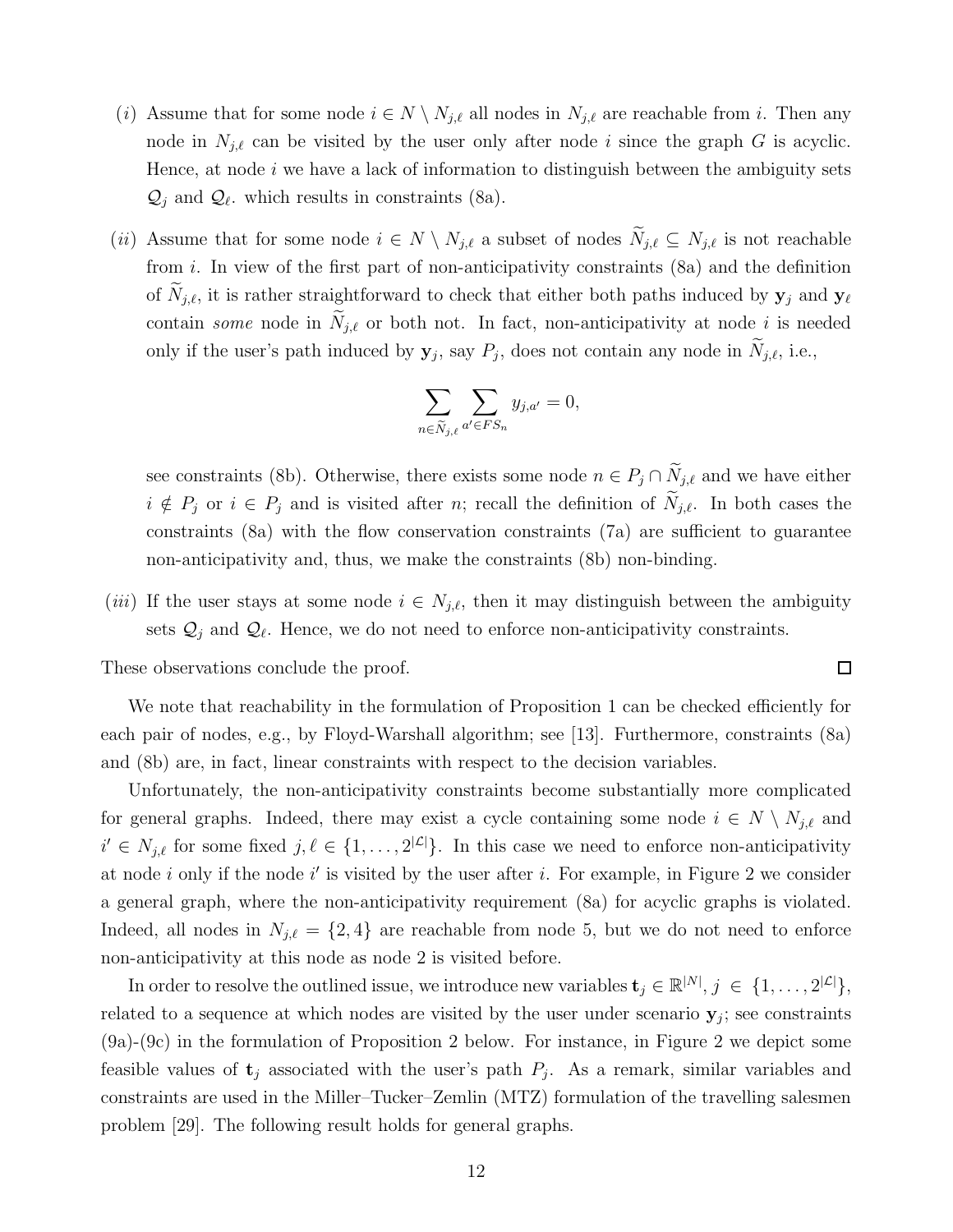(*i*) Assume that for some node $i \in N \setminus N_{j,\ell}$ all nodes in $N_{j,\ell}$ are reachable from $i$. Then any node in $N_{j,\ell}$ can be visited by the user only after node $i$ since the graph $G$ is acyclic. Hence, at node $i$ we have a lack of information to distinguish between the ambiguity sets $\mathcal{Q}_j$ and $\mathcal{Q}_\ell$. which results in constraints (8a).

(*ii*) Assume that for some node $i \in N \setminus N_{j,\ell}$ a subset of nodes $\widetilde{N}_{j,\ell} \subseteq N_{j,\ell}$ is not reachable from $i$. In view of the first part of non-anticipativity constraints (8a) and the definition of $\widetilde{N}_{j,\ell}$, it is rather straightforward to check that either both paths induced by $\mathbf{y}_j$ and $\mathbf{y}_\ell$ contain *some* node in $\widetilde{N}_{j,\ell}$ or both not. In fact, non-anticipativity at node $i$ is needed only if the user's path induced by $\mathbf{y}_j$, say $P_j$, does not contain any node in $\widetilde{N}_{j,\ell}$, i.e.,

$$\sum_{n \in \widetilde{N}_{j,\ell}} \sum_{a' \in FS_n} y_{j,a'} = 0,$$

see constraints (8b). Otherwise, there exists some node $n \in P_j \cap \widetilde{N}_{j,\ell}$ and we have either $i \notin P_j$ or $i \in P_j$ and is visited after $n$; recall the definition of $\widetilde{N}_{j,\ell}$. In both cases the constraints (8a) with the flow conservation constraints (7a) are sufficient to guarantee non-anticipativity and, thus, we make the constraints (8b) non-binding.

(*iii*) If the user stays at some node $i \in N_{j,\ell}$, then it may distinguish between the ambiguity sets $\mathcal{Q}_j$ and $\mathcal{Q}_\ell$. Hence, we do not need to enforce non-anticipativity constraints.

These observations conclude the proof. □

We note that reachability in the formulation of Proposition 1 can be checked efficiently for each pair of nodes, e.g., by Floyd-Warshall algorithm; see [13]. Furthermore, constraints (8a) and (8b) are, in fact, linear constraints with respect to the decision variables.

Unfortunately, the non-anticipativity constraints become substantially more complicated for general graphs. Indeed, there may exist a cycle containing some node $i \in N \setminus N_{j,\ell}$ and $i' \in N_{j,\ell}$ for some fixed $j, \ell \in \{1, \ldots, 2^{|\mathcal{L}|}\}$. In this case we need to enforce non-anticipativity at node $i$ only if the node $i'$ is visited by the user after $i$. For example, in Figure 2 we consider a general graph, where the non-anticipativity requirement (8a) for acyclic graphs is violated. Indeed, all nodes in $N_{j,\ell} = \{2, 4\}$ are reachable from node 5, but we do not need to enforce non-anticipativity at this node as node 2 is visited before.

In order to resolve the outlined issue, we introduce new variables $\mathbf{t}_j \in \mathbb{R}^{|N|}$, $j \in \{1, \ldots, 2^{|\mathcal{L}|}\}$, related to a sequence at which nodes are visited by the user under scenario $\mathbf{y}_j$; see constraints (9a)-(9c) in the formulation of Proposition 2 below. For instance, in Figure 2 we depict some feasible values of $\mathbf{t}_j$ associated with the user's path $P_j$. As a remark, similar variables and constraints are used in the Miller–Tucker–Zemlin (MTZ) formulation of the travelling salesmen problem [29]. The following result holds for general graphs.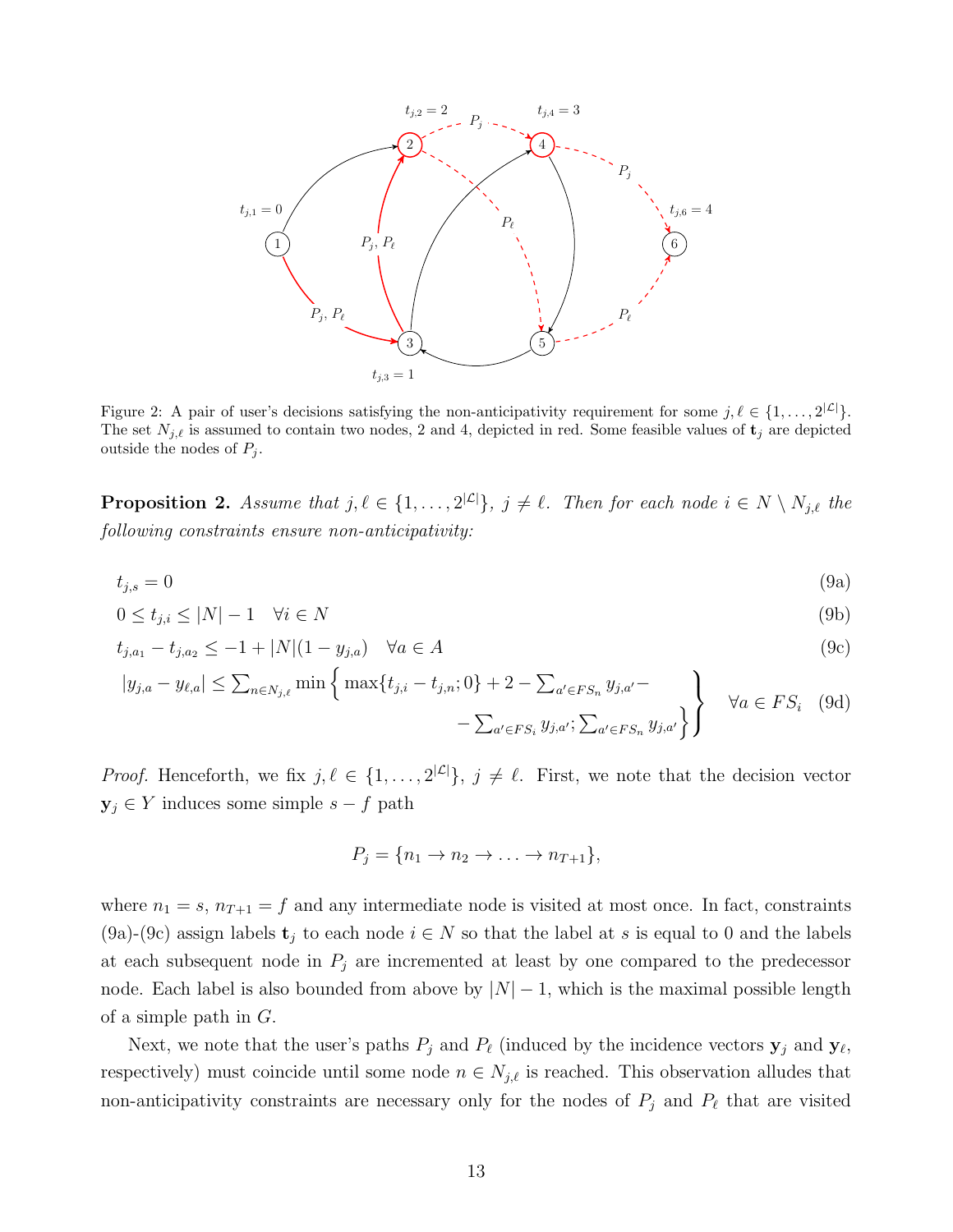Figure 2: A pair of user's decisions satisfying the non-anticipativity requirement for some $j, \ell \in \{1, \ldots, 2^{|\mathcal{L}|}\}$. The set $N_{j,\ell}$ is assumed to contain two nodes, 2 and 4, depicted in red. Some feasible values of $\mathbf{t}_j$ are depicted outside the nodes of $P_j$.

**Proposition 2.** *Assume that $j, \ell \in \{1, \ldots, 2^{|\mathcal{L}|}\}$, $j \neq \ell$. Then for each node $i \in N \setminus N_{j,\ell}$ the following constraints ensure non-anticipativity:*

$$t_{j,s} = 0 \tag{9a}$$

$$0 \leq t_{j,i} \leq |N| - 1 \quad \forall i \in N \tag{9b}$$

$$t_{j,a_1} - t_{j,a_2} \leq -1 + |N|(1 - y_{j,a}) \quad \forall a \in A \tag{9c}$$

$$\left. \begin{array}{l} |y_{j,a} - y_{\ell,a}| \leq \sum_{n \in N_{j,\ell}} \min \Big\{ \max\{t_{j,i} - t_{j,n}; 0\} + 2 - \sum_{a' \in FS_n} y_{j,a'} - \\ \qquad\qquad\qquad\qquad - \sum_{a' \in FS_i} y_{j,a'}; \sum_{a' \in FS_n} y_{j,a'} \Big\} \end{array} \right\} \quad \forall a \in FS_i \tag{9d}$$

*Proof.* Henceforth, we fix $j, \ell \in \{1, \ldots, 2^{|\mathcal{L}|}\}$, $j \neq \ell$. First, we note that the decision vector $\mathbf{y}_j \in Y$ induces some simple $s - f$ path

$$P_j = \{n_1 \to n_2 \to \ldots \to n_{T+1}\},$$

where $n_1 = s$, $n_{T+1} = f$ and any intermediate node is visited at most once. In fact, constraints (9a)-(9c) assign labels $\mathbf{t}_j$ to each node $i \in N$ so that the label at $s$ is equal to 0 and the labels at each subsequent node in $P_j$ are incremented at least by one compared to the predecessor node. Each label is also bounded from above by $|N| - 1$, which is the maximal possible length of a simple path in $G$.

Next, we note that the user's paths $P_j$ and $P_\ell$ (induced by the incidence vectors $\mathbf{y}_j$ and $\mathbf{y}_\ell$, respectively) must coincide until some node $n \in N_{j,\ell}$ is reached. This observation alludes that non-anticipativity constraints are necessary only for the nodes of $P_j$ and $P_\ell$ that are visited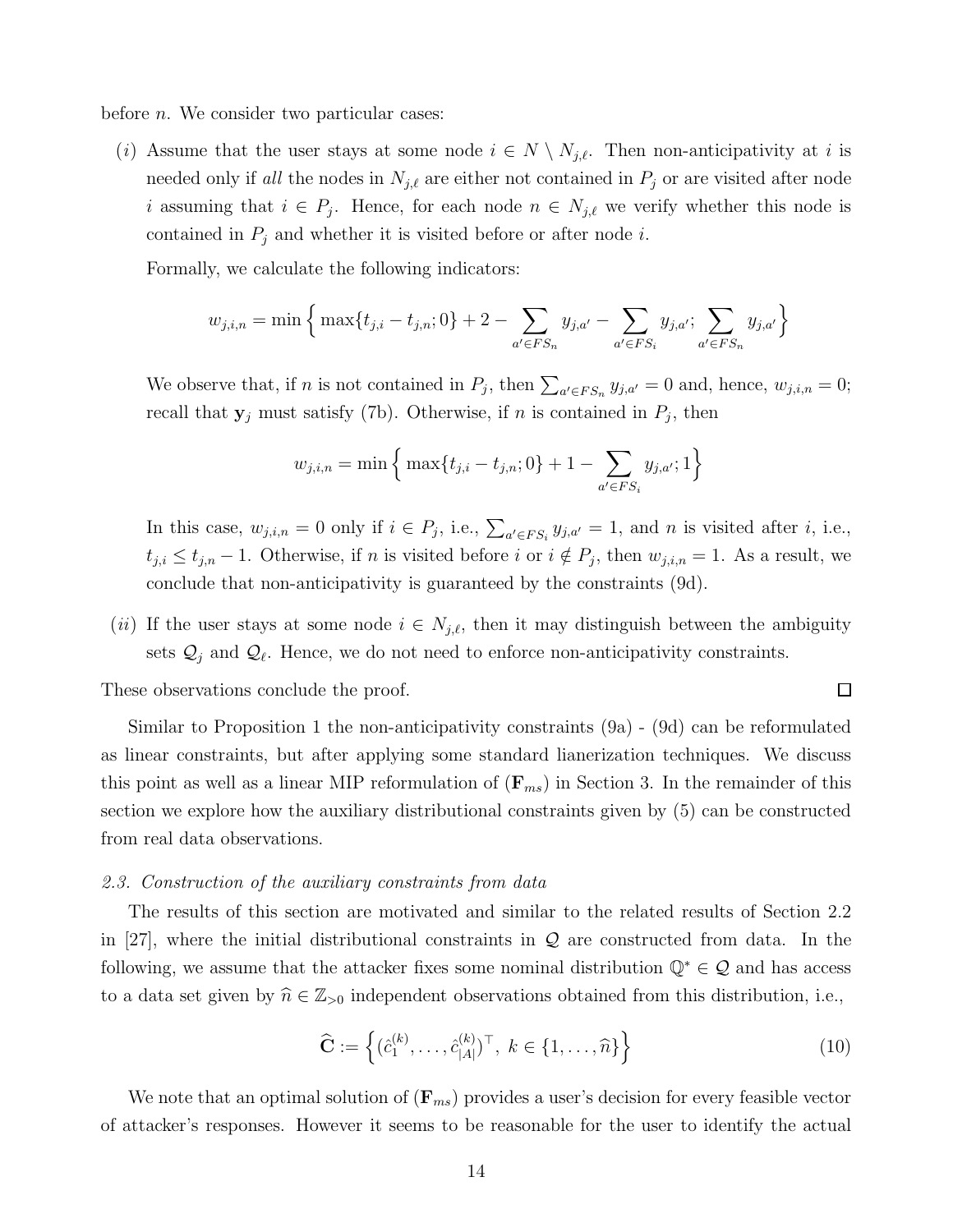before $n$. We consider two particular cases:

$(i)$ Assume that the user stays at some node $i \in N \setminus N_{j,\ell}$. Then non-anticipativity at $i$ is needed only if *all* the nodes in $N_{j,\ell}$ are either not contained in $P_j$ or are visited after node $i$ assuming that $i \in P_j$. Hence, for each node $n \in N_{j,\ell}$ we verify whether this node is contained in $P_j$ and whether it is visited before or after node $i$.

Formally, we calculate the following indicators:

$$w_{j,i,n} = \min\Big\{ \max\{t_{j,i} - t_{j,n}; 0\} + 2 - \sum_{a' \in FS_n} y_{j,a'} - \sum_{a' \in FS_i} y_{j,a'}; \sum_{a' \in FS_n} y_{j,a'} \Big\}$$

We observe that, if $n$ is not contained in $P_j$, then $\sum_{a' \in FS_n} y_{j,a'} = 0$ and, hence, $w_{j,i,n} = 0$; recall that $\mathbf{y}_j$ must satisfy (7b). Otherwise, if $n$ is contained in $P_j$, then

$$w_{j,i,n} = \min\Big\{ \max\{t_{j,i} - t_{j,n}; 0\} + 1 - \sum_{a' \in FS_i} y_{j,a'}; 1 \Big\}$$

In this case, $w_{j,i,n} = 0$ only if $i \in P_j$, i.e., $\sum_{a' \in FS_i} y_{j,a'} = 1$, and $n$ is visited after $i$, i.e., $t_{j,i} \leq t_{j,n} - 1$. Otherwise, if $n$ is visited before $i$ or $i \notin P_j$, then $w_{j,i,n} = 1$. As a result, we conclude that non-anticipativity is guaranteed by the constraints (9d).

$(ii)$ If the user stays at some node $i \in N_{j,\ell}$, then it may distinguish between the ambiguity sets $\mathcal{Q}_j$ and $\mathcal{Q}_\ell$. Hence, we do not need to enforce non-anticipativity constraints.

These observations conclude the proof. □

Similar to Proposition 1 the non-anticipativity constraints (9a) - (9d) can be reformulated as linear constraints, but after applying some standard lianerization techniques. We discuss this point as well as a linear MIP reformulation of $(\mathbf{F}_{ms})$ in Section 3. In the remainder of this section we explore how the auxiliary distributional constraints given by (5) can be constructed from real data observations.

### *2.3. Construction of the auxiliary constraints from data*

The results of this section are motivated and similar to the related results of Section 2.2 in [27], where the initial distributional constraints in $\mathcal{Q}$ are constructed from data. In the following, we assume that the attacker fixes some nominal distribution $\mathbb{Q}^* \in \mathcal{Q}$ and has access to a data set given by $\widehat{n} \in \mathbb{Z}_{>0}$ independent observations obtained from this distribution, i.e.,

$$\widehat{\mathbf{C}} := \Big\{ (\hat{c}_1^{(k)}, \ldots, \hat{c}_{|A|}^{(k)})^\top, \ k \in \{1, \ldots, \widehat{n}\} \Big\} \tag{10}$$

We note that an optimal solution of $(\mathbf{F}_{ms})$ provides a user's decision for every feasible vector of attacker's responses. However it seems to be reasonable for the user to identify the actual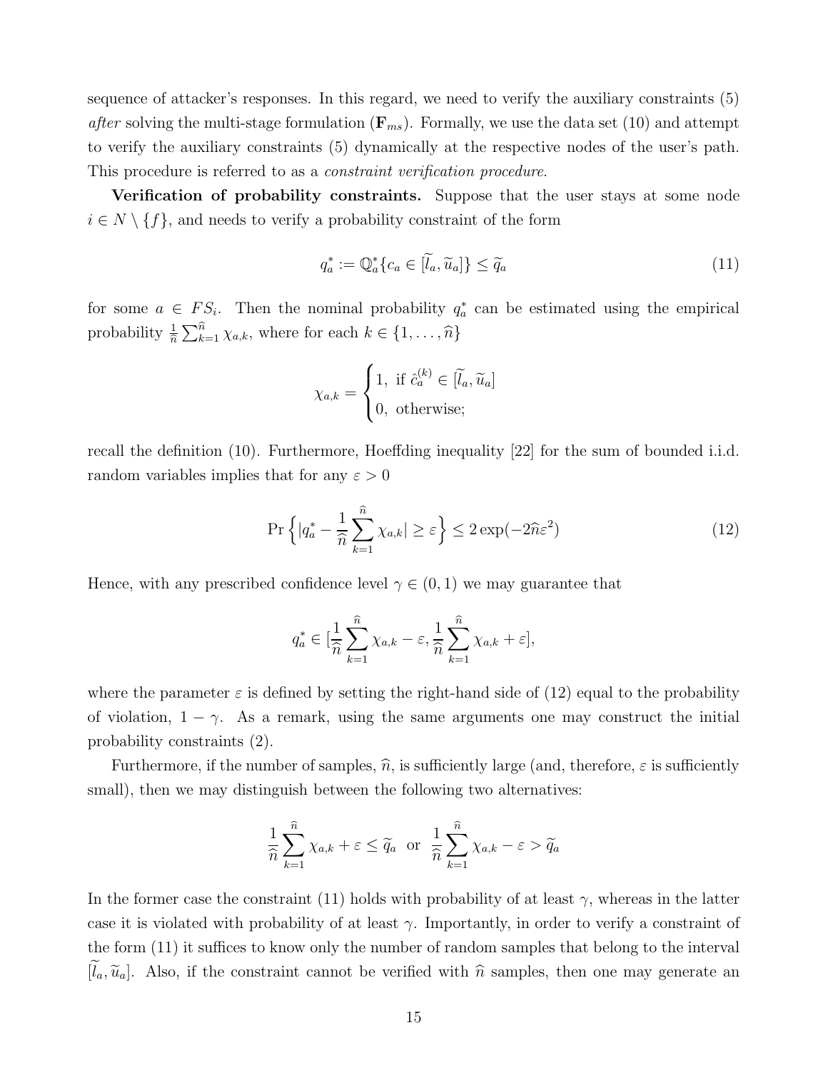sequence of attacker's responses. In this regard, we need to verify the auxiliary constraints (5) *after* solving the multi-stage formulation ($\mathbf{F}_{ms}$). Formally, we use the data set (10) and attempt to verify the auxiliary constraints (5) dynamically at the respective nodes of the user's path. This procedure is referred to as a *constraint verification procedure.*

**Verification of probability constraints.** Suppose that the user stays at some node $i \in N \setminus \{f\}$, and needs to verify a probability constraint of the form

$$q_a^* := \mathbb{Q}_a^*\{c_a \in [\widetilde{l}_a, \widetilde{u}_a]\} \leq \widetilde{q}_a \tag{11}$$

for some $a \in FS_i$. Then the nominal probability $q_a^*$ can be estimated using the empirical probability $\frac{1}{\widehat{n}}\sum_{k=1}^{\widehat{n}} \chi_{a,k}$, where for each $k \in \{1, \ldots, \widehat{n}\}$

$$\chi_{a,k} = \begin{cases} 1, \text{ if } \hat{c}_a^{(k)} \in [\widetilde{l}_a, \widetilde{u}_a] \\ 0, \text{ otherwise;} \end{cases}$$

recall the definition (10). Furthermore, Hoeffding inequality [22] for the sum of bounded i.i.d. random variables implies that for any $\varepsilon > 0$

$$\Pr\Big\{|q_a^* - \frac{1}{\widehat{n}}\sum_{k=1}^{\widehat{n}} \chi_{a,k}| \geq \varepsilon\Big\} \leq 2\exp(-2\widehat{n}\varepsilon^2) \tag{12}$$

Hence, with any prescribed confidence level $\gamma \in (0, 1)$ we may guarantee that

$$q_a^* \in [\frac{1}{\widehat{n}}\sum_{k=1}^{\widehat{n}} \chi_{a,k} - \varepsilon, \frac{1}{\widehat{n}}\sum_{k=1}^{\widehat{n}} \chi_{a,k} + \varepsilon],$$

where the parameter $\varepsilon$ is defined by setting the right-hand side of (12) equal to the probability of violation, $1 - \gamma$. As a remark, using the same arguments one may construct the initial probability constraints (2).

Furthermore, if the number of samples, $\widehat{n}$, is sufficiently large (and, therefore, $\varepsilon$ is sufficiently small), then we may distinguish between the following two alternatives:

$$\frac{1}{\widehat{n}}\sum_{k=1}^{\widehat{n}} \chi_{a,k} + \varepsilon \leq \widetilde{q}_a \;\text{ or }\; \frac{1}{\widehat{n}}\sum_{k=1}^{\widehat{n}} \chi_{a,k} - \varepsilon > \widetilde{q}_a$$

In the former case the constraint (11) holds with probability of at least $\gamma$, whereas in the latter case it is violated with probability of at least $\gamma$. Importantly, in order to verify a constraint of the form (11) it suffices to know only the number of random samples that belong to the interval $[\widetilde{l}_a, \widetilde{u}_a]$. Also, if the constraint cannot be verified with $\widehat{n}$ samples, then one may generate an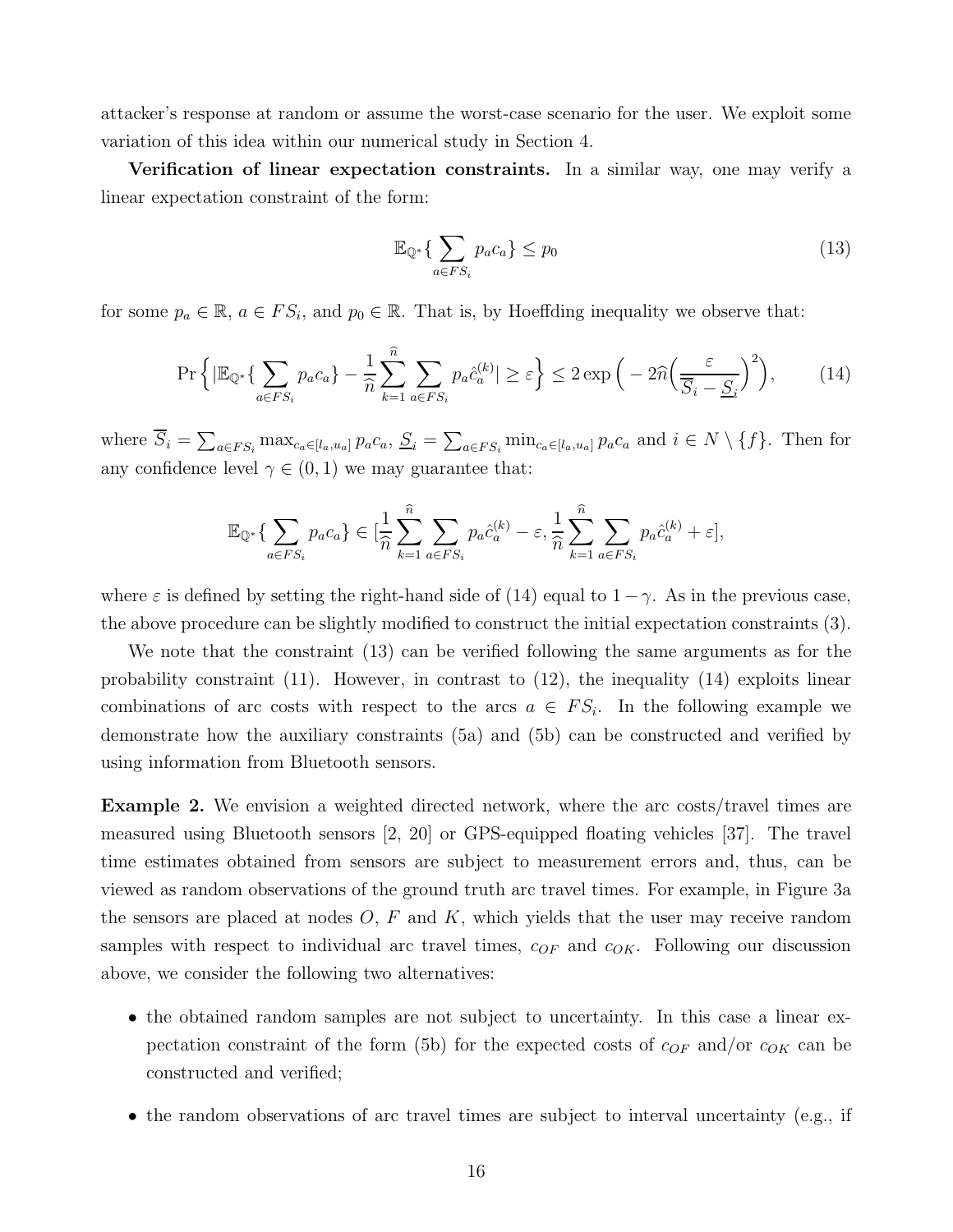attacker's response at random or assume the worst-case scenario for the user. We exploit some variation of this idea within our numerical study in Section 4.

**Verification of linear expectation constraints.** In a similar way, one may verify a linear expectation constraint of the form:

$$\mathbb{E}_{\mathbb{Q}^*}\{\sum_{a \in FS_i} p_a c_a\} \leq p_0 \tag{13}$$

for some $p_a \in \mathbb{R}$, $a \in FS_i$, and $p_0 \in \mathbb{R}$. That is, by Hoeffding inequality we observe that:

$$\Pr\Big\{|\mathbb{E}_{\mathbb{Q}^*}\{\sum_{a \in FS_i} p_a c_a\} - \frac{1}{\widehat{n}}\sum_{k=1}^{\widehat{n}}\sum_{a \in FS_i} p_a \hat{c}_a^{(k)}| \geq \varepsilon\Big\} \leq 2\exp\Big(-2\widehat{n}\Big(\frac{\varepsilon}{\overline{S}_i - \underline{S}_i}\Big)^2\Big), \tag{14}$$

where $\overline{S}_i = \sum_{a \in FS_i} \max_{c_a \in [l_a, u_a]} p_a c_a$, $\underline{S}_i = \sum_{a \in FS_i} \min_{c_a \in [l_a, u_a]} p_a c_a$ and $i \in N \setminus \{f\}$. Then for any confidence level $\gamma \in (0, 1)$ we may guarantee that:

$$\mathbb{E}_{\mathbb{Q}^*}\{\sum_{a \in FS_i} p_a c_a\} \in [\frac{1}{\widehat{n}}\sum_{k=1}^{\widehat{n}}\sum_{a \in FS_i} p_a \hat{c}_a^{(k)} - \varepsilon, \frac{1}{\widehat{n}}\sum_{k=1}^{\widehat{n}}\sum_{a \in FS_i} p_a \hat{c}_a^{(k)} + \varepsilon],$$

where $\varepsilon$ is defined by setting the right-hand side of (14) equal to $1 - \gamma$. As in the previous case, the above procedure can be slightly modified to construct the initial expectation constraints (3).

We note that the constraint (13) can be verified following the same arguments as for the probability constraint (11). However, in contrast to (12), the inequality (14) exploits linear combinations of arc costs with respect to the arcs $a \in FS_i$. In the following example we demonstrate how the auxiliary constraints (5a) and (5b) can be constructed and verified by using information from Bluetooth sensors.

**Example 2.** We envision a weighted directed network, where the arc costs/travel times are measured using Bluetooth sensors [2, 20] or GPS-equipped floating vehicles [37]. The travel time estimates obtained from sensors are subject to measurement errors and, thus, can be viewed as random observations of the ground truth arc travel times. For example, in Figure 3a the sensors are placed at nodes $O$, $F$ and $K$, which yields that the user may receive random samples with respect to individual arc travel times, $c_{OF}$ and $c_{OK}$. Following our discussion above, we consider the following two alternatives:

- the obtained random samples are not subject to uncertainty. In this case a linear expectation constraint of the form (5b) for the expected costs of $c_{OF}$ and/or $c_{OK}$ can be constructed and verified;
- the random observations of arc travel times are subject to interval uncertainty (e.g., if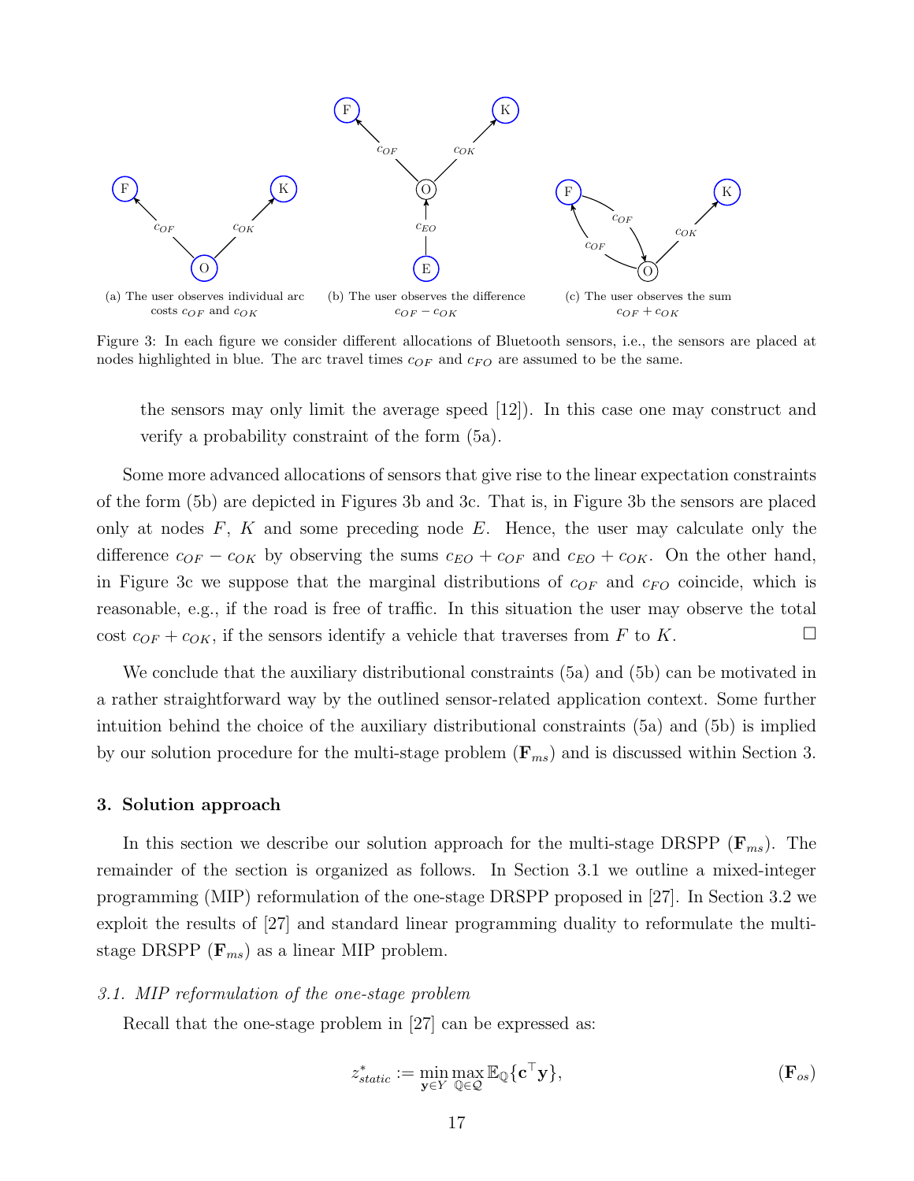(a) The user observes individual arc costs $c_{OF}$ and $c_{OK}$

(b) The user observes the difference $c_{OF} - c_{OK}$

(c) The user observes the sum $c_{OF} + c_{OK}$

Figure 3: In each figure we consider different allocations of Bluetooth sensors, i.e., the sensors are placed at nodes highlighted in blue. The arc travel times $c_{OF}$ and $c_{FO}$ are assumed to be the same.

the sensors may only limit the average speed [12]). In this case one may construct and verify a probability constraint of the form (5a).

Some more advanced allocations of sensors that give rise to the linear expectation constraints of the form (5b) are depicted in Figures 3b and 3c. That is, in Figure 3b the sensors are placed only at nodes $F$, $K$ and some preceding node $E$. Hence, the user may calculate only the difference $c_{OF} - c_{OK}$ by observing the sums $c_{EO} + c_{OF}$ and $c_{EO} + c_{OK}$. On the other hand, in Figure 3c we suppose that the marginal distributions of $c_{OF}$ and $c_{FO}$ coincide, which is reasonable, e.g., if the road is free of traffic. In this situation the user may observe the total cost $c_{OF} + c_{OK}$, if the sensors identify a vehicle that traverses from $F$ to $K$. □

We conclude that the auxiliary distributional constraints (5a) and (5b) can be motivated in a rather straightforward way by the outlined sensor-related application context. Some further intuition behind the choice of the auxiliary distributional constraints (5a) and (5b) is implied by our solution procedure for the multi-stage problem ($\mathbf{F}_{ms}$) and is discussed within Section 3.

## 3. Solution approach

In this section we describe our solution approach for the multi-stage DRSPP ($\mathbf{F}_{ms}$). The remainder of the section is organized as follows. In Section 3.1 we outline a mixed-integer programming (MIP) reformulation of the one-stage DRSPP proposed in [27]. In Section 3.2 we exploit the results of [27] and standard linear programming duality to reformulate the multi-stage DRSPP ($\mathbf{F}_{ms}$) as a linear MIP problem.

### *3.1. MIP reformulation of the one-stage problem*

Recall that the one-stage problem in [27] can be expressed as:

$$z^*_{static} := \min_{\mathbf{y} \in Y} \max_{\mathbb{Q} \in \mathcal{Q}} \mathbb{E}_{\mathbb{Q}}\{\mathbf{c}^\top \mathbf{y}\}, \qquad (\mathbf{F}_{os})$$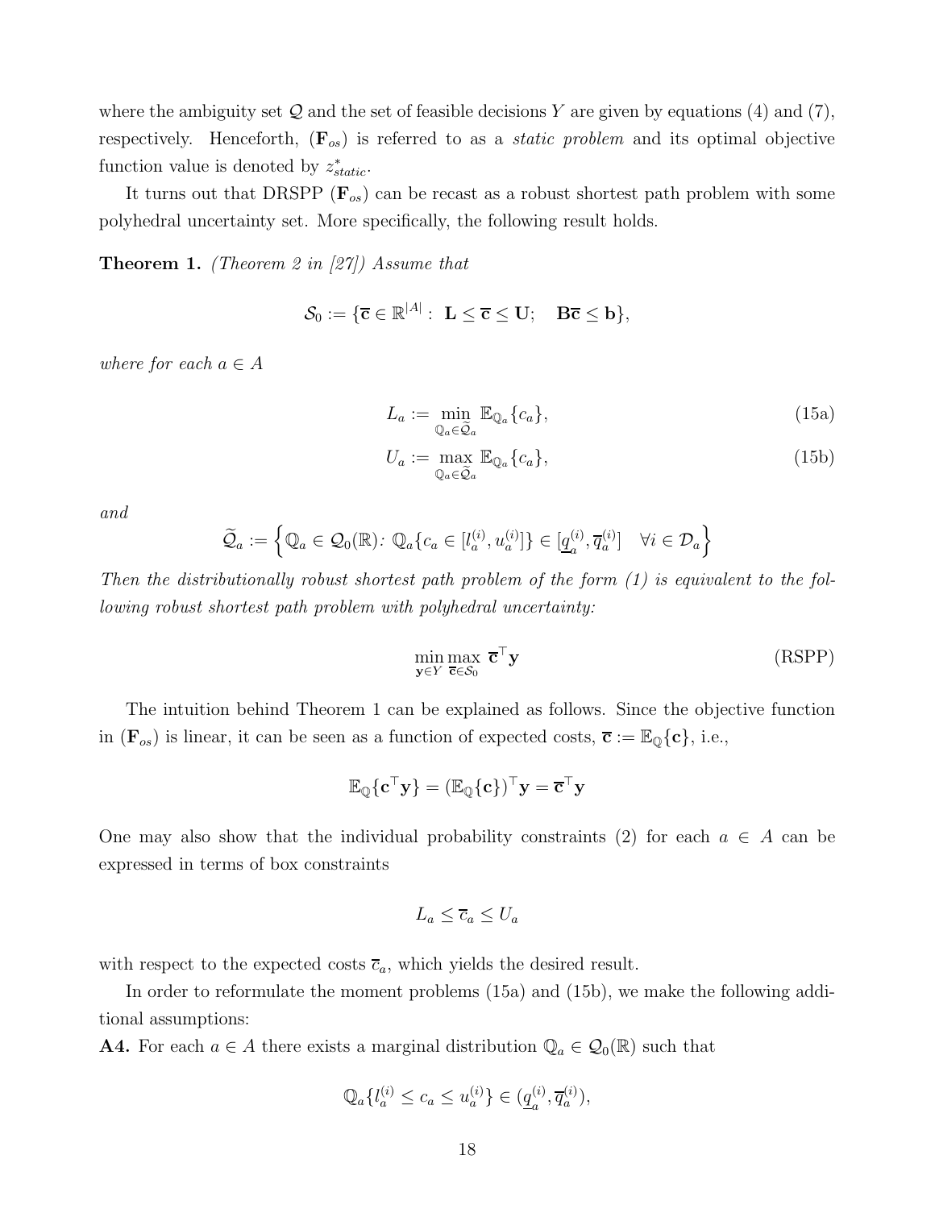where the ambiguity set $\mathcal{Q}$ and the set of feasible decisions $Y$ are given by equations (4) and (7), respectively. Henceforth, $(\mathbf{F}_{os})$ is referred to as a *static problem* and its optimal objective function value is denoted by $z^*_{static}$.

It turns out that DRSPP $(\mathbf{F}_{os})$ can be recast as a robust shortest path problem with some polyhedral uncertainty set. More specifically, the following result holds.

**Theorem 1.** *(Theorem 2 in [27]) Assume that*

$$\mathcal{S}_0 := \{\overline{\mathbf{c}} \in \mathbb{R}^{|A|} : \; \mathbf{L} \leq \overline{\mathbf{c}} \leq \mathbf{U}; \quad \mathbf{B}\overline{\mathbf{c}} \leq \mathbf{b}\},$$

*where for each $a \in A$*

$$L_a := \min_{\mathbb{Q}_a \in \widetilde{\mathcal{Q}}_a} \mathbb{E}_{\mathbb{Q}_a}\{c_a\}, \tag{15a}$$

$$U_a := \max_{\mathbb{Q}_a \in \widetilde{\mathcal{Q}}_a} \mathbb{E}_{\mathbb{Q}_a}\{c_a\}, \tag{15b}$$

*and*

$$\widetilde{\mathcal{Q}}_a := \Big\{\mathbb{Q}_a \in \mathcal{Q}_0(\mathbb{R})\colon \mathbb{Q}_a\{c_a \in [l_a^{(i)}, u_a^{(i)}]\} \in [\underline{q}_a^{(i)}, \overline{q}_a^{(i)}] \quad \forall i \in \mathcal{D}_a\Big\}$$

*Then the distributionally robust shortest path problem of the form (1) is equivalent to the following robust shortest path problem with polyhedral uncertainty:*

$$\min_{\mathbf{y} \in Y} \max_{\overline{\mathbf{c}} \in \mathcal{S}_0} \overline{\mathbf{c}}^\top \mathbf{y} \tag{RSPP}$$

The intuition behind Theorem 1 can be explained as follows. Since the objective function in $(\mathbf{F}_{os})$ is linear, it can be seen as a function of expected costs, $\overline{\mathbf{c}} := \mathbb{E}_{\mathbb{Q}}\{\mathbf{c}\}$, i.e.,

$$\mathbb{E}_{\mathbb{Q}}\{\mathbf{c}^\top \mathbf{y}\} = (\mathbb{E}_{\mathbb{Q}}\{\mathbf{c}\})^\top \mathbf{y} = \overline{\mathbf{c}}^\top \mathbf{y}$$

One may also show that the individual probability constraints (2) for each $a \in A$ can be expressed in terms of box constraints

$$L_a \leq \overline{c}_a \leq U_a$$

with respect to the expected costs $\overline{c}_a$, which yields the desired result.

In order to reformulate the moment problems (15a) and (15b), we make the following additional assumptions:

**A4.** For each $a \in A$ there exists a marginal distribution $\mathbb{Q}_a \in \mathcal{Q}_0(\mathbb{R})$ such that

$$\mathbb{Q}_a\{l_a^{(i)} \leq c_a \leq u_a^{(i)}\} \in (\underline{q}_a^{(i)}, \overline{q}_a^{(i)}),$$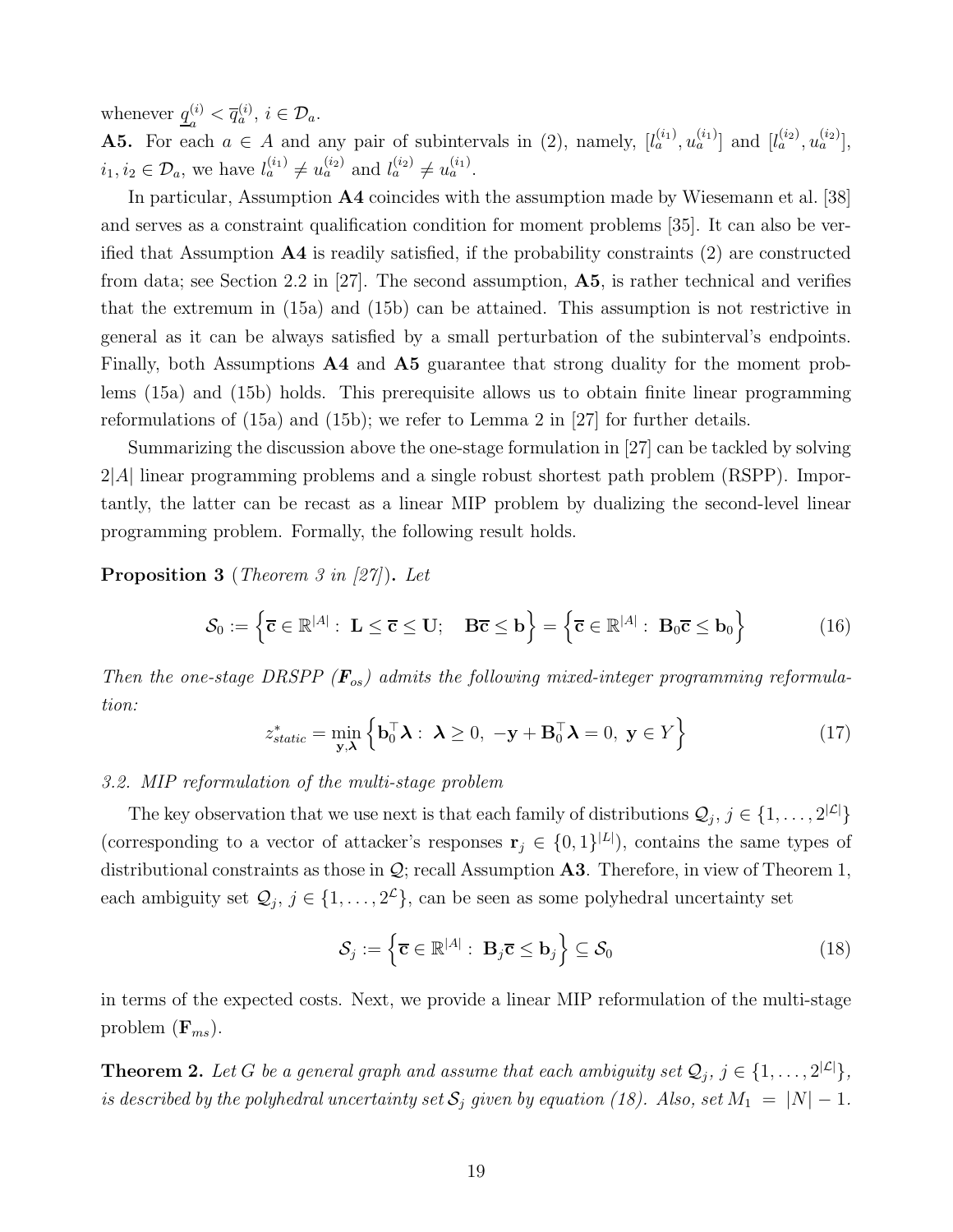whenever $\underline{q}_a^{(i)} < \overline{q}_a^{(i)}$, $i \in \mathcal{D}_a$.

**A5.** For each $a \in A$ and any pair of subintervals in (2), namely, $[l_a^{(i_1)}, u_a^{(i_1)}]$ and $[l_a^{(i_2)}, u_a^{(i_2)}]$, $i_1, i_2 \in \mathcal{D}_a$, we have $l_a^{(i_1)} \neq u_a^{(i_2)}$ and $l_a^{(i_2)} \neq u_a^{(i_1)}$.

In particular, Assumption **A4** coincides with the assumption made by Wiesemann et al. [38] and serves as a constraint qualification condition for moment problems [35]. It can also be verified that Assumption **A4** is readily satisfied, if the probability constraints (2) are constructed from data; see Section 2.2 in [27]. The second assumption, **A5**, is rather technical and verifies that the extremum in (15a) and (15b) can be attained. This assumption is not restrictive in general as it can be always satisfied by a small perturbation of the subinterval's endpoints. Finally, both Assumptions **A4** and **A5** guarantee that strong duality for the moment problems (15a) and (15b) holds. This prerequisite allows us to obtain finite linear programming reformulations of (15a) and (15b); we refer to Lemma 2 in [27] for further details.

Summarizing the discussion above the one-stage formulation in [27] can be tackled by solving $2|A|$ linear programming problems and a single robust shortest path problem (RSPP). Importantly, the latter can be recast as a linear MIP problem by dualizing the second-level linear programming problem. Formally, the following result holds.

**Proposition 3** (*Theorem 3 in [27]*)**.** *Let*

$$\mathcal{S}_0 := \Big\{ \overline{\mathbf{c}} \in \mathbb{R}^{|A|} : \ \mathbf{L} \leq \overline{\mathbf{c}} \leq \mathbf{U}; \quad \mathbf{B}\overline{\mathbf{c}} \leq \mathbf{b} \Big\} = \Big\{ \overline{\mathbf{c}} \in \mathbb{R}^{|A|} : \ \mathbf{B}_0 \overline{\mathbf{c}} \leq \mathbf{b}_0 \Big\} \tag{16}$$

*Then the one-stage DRSPP ($\boldsymbol{F}_{os}$) admits the following mixed-integer programming reformulation:*

$$z^*_{static} = \min_{\mathbf{y}, \boldsymbol{\lambda}} \Big\{ \mathbf{b}_0^\top \boldsymbol{\lambda} : \ \boldsymbol{\lambda} \geq 0, \ -\mathbf{y} + \mathbf{B}_0^\top \boldsymbol{\lambda} = 0, \ \mathbf{y} \in Y \Big\} \tag{17}$$

### 3.2. MIP reformulation of the multi-stage problem

The key observation that we use next is that each family of distributions $\mathcal{Q}_j$, $j \in \{1, \ldots, 2^{|\mathcal{L}|}\}$ (corresponding to a vector of attacker's responses $\mathbf{r}_j \in \{0,1\}^{|L|}$), contains the same types of distributional constraints as those in $\mathcal{Q}$; recall Assumption **A3**. Therefore, in view of Theorem 1, each ambiguity set $\mathcal{Q}_j$, $j \in \{1, \ldots, 2^{\mathcal{L}}\}$, can be seen as some polyhedral uncertainty set

$$\mathcal{S}_j := \Big\{ \overline{\mathbf{c}} \in \mathbb{R}^{|A|} : \ \mathbf{B}_j \overline{\mathbf{c}} \leq \mathbf{b}_j \Big\} \subseteq \mathcal{S}_0 \tag{18}$$

in terms of the expected costs. Next, we provide a linear MIP reformulation of the multi-stage problem ($\mathbf{F}_{ms}$).

**Theorem 2.** *Let $G$ be a general graph and assume that each ambiguity set $\mathcal{Q}_j$, $j \in \{1, \ldots, 2^{|\mathcal{L}|}\}$, is described by the polyhedral uncertainty set $\mathcal{S}_j$ given by equation (18). Also, set $M_1 = |N| - 1$.*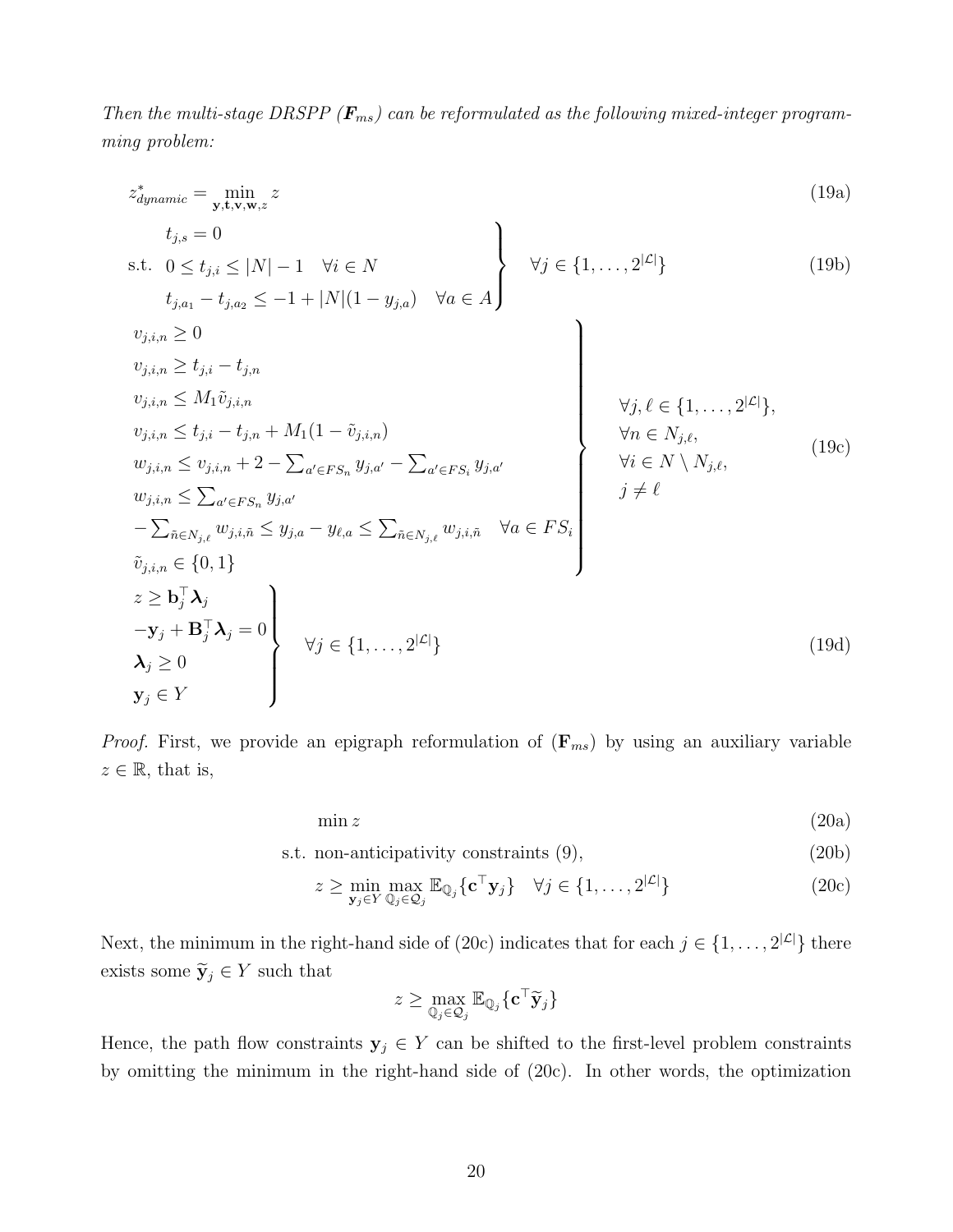*Then the multi-stage DRSPP ($\mathbf{F}_{ms}$) can be reformulated as the following mixed-integer programming problem:*

$$
z^*_{dynamic} = \min_{\mathbf{y},\mathbf{t},\mathbf{v},\mathbf{w},z} z \tag{19a}
$$

$$
\text{s.t.} \left.\begin{array}{l}
t_{j,s} = 0 \\
0 \leq t_{j,i} \leq |N| - 1 \quad \forall i \in N \\
t_{j,a_1} - t_{j,a_2} \leq -1 + |N|(1 - y_{j,a}) \quad \forall a \in A
\end{array}\right\} \quad \forall j \in \{1, \ldots, 2^{|\mathcal{L}|}\} \tag{19b}
$$

$$
\left.\begin{array}{l}
v_{j,i,n} \geq 0 \\
v_{j,i,n} \geq t_{j,i} - t_{j,n} \\
v_{j,i,n} \leq M_1 \tilde{v}_{j,i,n} \\
v_{j,i,n} \leq t_{j,i} - t_{j,n} + M_1(1 - \tilde{v}_{j,i,n}) \\
w_{j,i,n} \leq v_{j,i,n} + 2 - \sum_{a' \in FS_n} y_{j,a'} - \sum_{a' \in FS_i} y_{j,a'} \\
w_{j,i,n} \leq \sum_{a' \in FS_n} y_{j,a'} \\
-\sum_{\tilde{n} \in N_{j,\ell}} w_{j,i,\tilde{n}} \leq y_{j,a} - y_{\ell,a} \leq \sum_{\tilde{n} \in N_{j,\ell}} w_{j,i,\tilde{n}} \quad \forall a \in FS_i \\
\tilde{v}_{j,i,n} \in \{0, 1\}
\end{array}\right\} \quad \begin{array}{l}
\forall j, \ell \in \{1, \ldots, 2^{|\mathcal{L}|}\}, \\
\forall n \in N_{j,\ell}, \\
\forall i \in N \setminus N_{j,\ell}, \\
j \neq \ell
\end{array} \tag{19c}
$$

$$
\left.\begin{array}{l}
z \geq \mathbf{b}_j^\top \boldsymbol{\lambda}_j \\
-\mathbf{y}_j + \mathbf{B}_j^\top \boldsymbol{\lambda}_j = 0 \\
\boldsymbol{\lambda}_j \geq 0 \\
\mathbf{y}_j \in Y
\end{array}\right\} \quad \forall j \in \{1, \ldots, 2^{|\mathcal{L}|}\} \tag{19d}
$$

*Proof.* First, we provide an epigraph reformulation of ($\mathbf{F}_{ms}$) by using an auxiliary variable $z \in \mathbb{R}$, that is,

$$
\min z \tag{20a}
$$

$$
\text{s.t. non-anticipativity constraints (9),} \tag{20b}
$$

$$
z \geq \min_{\mathbf{y}_j \in Y} \max_{\mathbb{Q}_j \in \mathcal{Q}_j} \mathbb{E}_{\mathbb{Q}_j}\{\mathbf{c}^\top \mathbf{y}_j\} \quad \forall j \in \{1, \ldots, 2^{|\mathcal{L}|}\} \tag{20c}
$$

Next, the minimum in the right-hand side of (20c) indicates that for each $j \in \{1, \ldots, 2^{|\mathcal{L}|}\}$ there exists some $\widetilde{\mathbf{y}}_j \in Y$ such that

$$
z \geq \max_{\mathbb{Q}_j \in \mathcal{Q}_j} \mathbb{E}_{\mathbb{Q}_j}\{\mathbf{c}^\top \widetilde{\mathbf{y}}_j\}
$$

Hence, the path flow constraints $\mathbf{y}_j \in Y$ can be shifted to the first-level problem constraints by omitting the minimum in the right-hand side of (20c). In other words, the optimization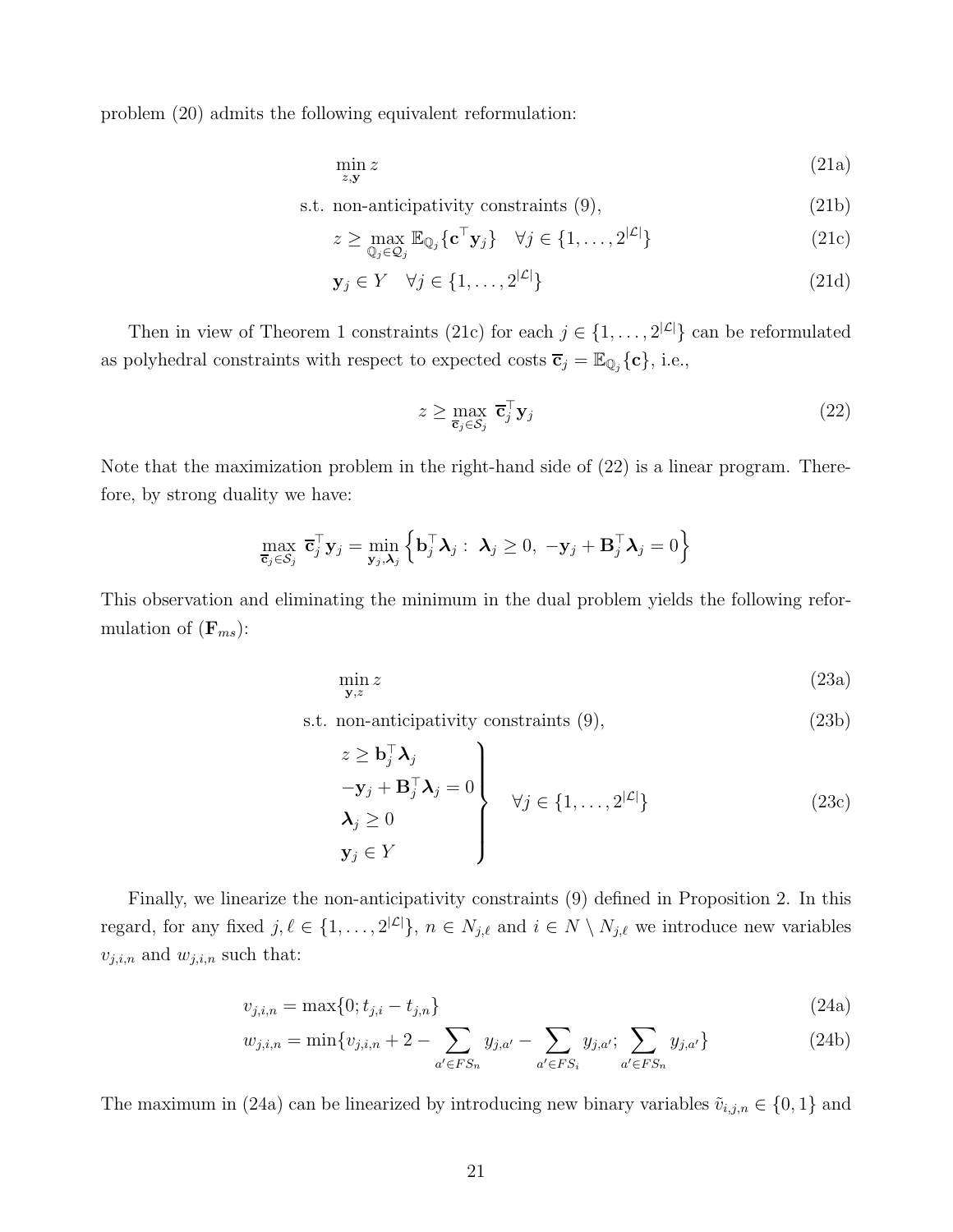problem (20) admits the following equivalent reformulation:

$$
\min_{z,\mathbf{y}} z \tag{21a}
$$

$$
\text{s.t. non-anticipativity constraints (9),} \tag{21b}
$$

$$
z \geq \max_{\mathbb{Q}_j \in \mathcal{Q}_j} \mathbb{E}_{\mathbb{Q}_j}\{\mathbf{c}^\top \mathbf{y}_j\} \quad \forall j \in \{1, \ldots, 2^{|\mathcal{L}|}\} \tag{21c}
$$

$$
\mathbf{y}_j \in Y \quad \forall j \in \{1, \ldots, 2^{|\mathcal{L}|}\} \tag{21d}
$$

Then in view of Theorem 1 constraints (21c) for each $j \in \{1, \ldots, 2^{|\mathcal{L}|}\}$ can be reformulated as polyhedral constraints with respect to expected costs $\overline{\mathbf{c}}_j = \mathbb{E}_{\mathbb{Q}_j}\{\mathbf{c}\}$, i.e.,

$$
z \geq \max_{\overline{\mathbf{c}}_j \in \mathcal{S}_j} \overline{\mathbf{c}}_j^\top \mathbf{y}_j \tag{22}
$$

Note that the maximization problem in the right-hand side of (22) is a linear program. Therefore, by strong duality we have:

$$
\max_{\overline{\mathbf{c}}_j \in \mathcal{S}_j} \overline{\mathbf{c}}_j^\top \mathbf{y}_j = \min_{\mathbf{y}_j, \boldsymbol{\lambda}_j} \left\{ \mathbf{b}_j^\top \boldsymbol{\lambda}_j : \ \boldsymbol{\lambda}_j \geq 0, \ -\mathbf{y}_j + \mathbf{B}_j^\top \boldsymbol{\lambda}_j = 0 \right\}
$$

This observation and eliminating the minimum in the dual problem yields the following reformulation of $(\mathbf{F}_{ms})$:

$$
\min_{\mathbf{y},z} z \tag{23a}
$$

$$
\text{s.t. non-anticipativity constraints (9),} \tag{23b}
$$

$$
\left.
\begin{aligned}
& z \geq \mathbf{b}_j^\top \boldsymbol{\lambda}_j \\
& -\mathbf{y}_j + \mathbf{B}_j^\top \boldsymbol{\lambda}_j = 0 \\
& \boldsymbol{\lambda}_j \geq 0 \\
& \mathbf{y}_j \in Y
\end{aligned}
\right\} \quad \forall j \in \{1, \ldots, 2^{|\mathcal{L}|}\} \tag{23c}
$$

Finally, we linearize the non-anticipativity constraints (9) defined in Proposition 2. In this regard, for any fixed $j, \ell \in \{1, \ldots, 2^{|\mathcal{L}|}\}$, $n \in N_{j,\ell}$ and $i \in N \setminus N_{j,\ell}$ we introduce new variables $v_{j,i,n}$ and $w_{j,i,n}$ such that:

$$
v_{j,i,n} = \max\{0; t_{j,i} - t_{j,n}\} \tag{24a}
$$

$$
w_{j,i,n} = \min\{v_{j,i,n} + 2 - \sum_{a' \in FS_n} y_{j,a'} - \sum_{a' \in FS_i} y_{j,a'}; \sum_{a' \in FS_n} y_{j,a'}\} \tag{24b}
$$

The maximum in (24a) can be linearized by introducing new binary variables $\tilde{v}_{i,j,n} \in \{0, 1\}$ and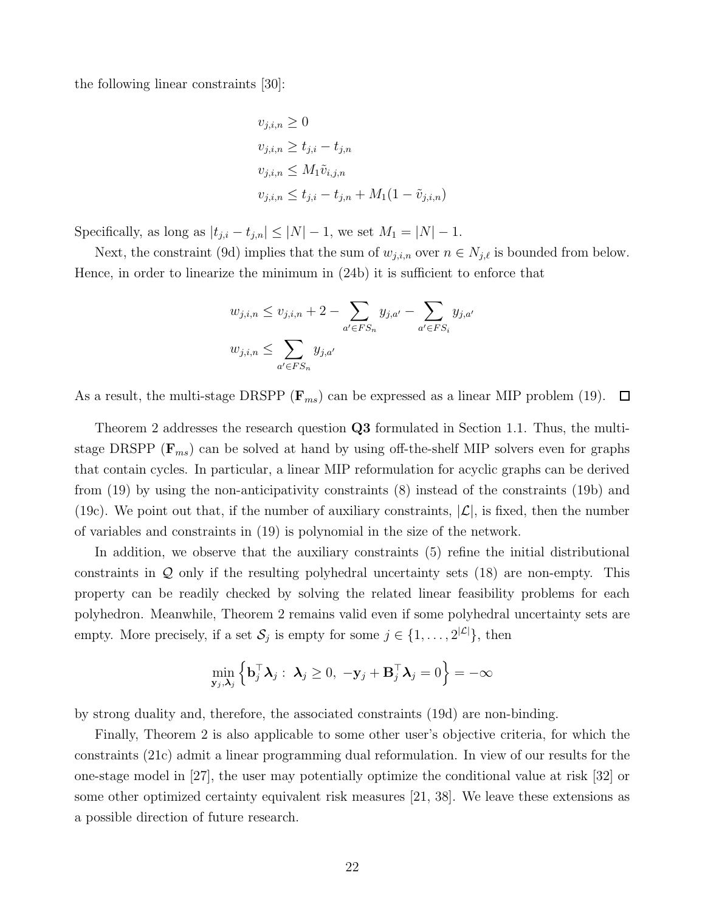the following linear constraints [30]:

$$
\begin{aligned}
&v_{j,i,n} \geq 0 \\
&v_{j,i,n} \geq t_{j,i} - t_{j,n} \\
&v_{j,i,n} \leq M_1 \tilde{v}_{i,j,n} \\
&v_{j,i,n} \leq t_{j,i} - t_{j,n} + M_1(1 - \tilde{v}_{j,i,n})
\end{aligned}
$$

Specifically, as long as $|t_{j,i} - t_{j,n}| \leq |N| - 1$, we set $M_1 = |N| - 1$.

Next, the constraint (9d) implies that the sum of $w_{j,i,n}$ over $n \in N_{j,\ell}$ is bounded from below. Hence, in order to linearize the minimum in (24b) it is sufficient to enforce that

$$
\begin{aligned}
&w_{j,i,n} \leq v_{j,i,n} + 2 - \sum_{a' \in FS_n} y_{j,a'} - \sum_{a' \in FS_i} y_{j,a'} \\
&w_{j,i,n} \leq \sum_{a' \in FS_n} y_{j,a'}
\end{aligned}
$$

As a result, the multi-stage DRSPP ($\mathbf{F}_{ms}$) can be expressed as a linear MIP problem (19). $\square$

Theorem 2 addresses the research question **Q3** formulated in Section 1.1. Thus, the multi-stage DRSPP ($\mathbf{F}_{ms}$) can be solved at hand by using off-the-shelf MIP solvers even for graphs that contain cycles. In particular, a linear MIP reformulation for acyclic graphs can be derived from (19) by using the non-anticipativity constraints (8) instead of the constraints (19b) and (19c). We point out that, if the number of auxiliary constraints, $|\mathcal{L}|$, is fixed, then the number of variables and constraints in (19) is polynomial in the size of the network.

In addition, we observe that the auxiliary constraints (5) refine the initial distributional constraints in $\mathcal{Q}$ only if the resulting polyhedral uncertainty sets (18) are non-empty. This property can be readily checked by solving the related linear feasibility problems for each polyhedron. Meanwhile, Theorem 2 remains valid even if some polyhedral uncertainty sets are empty. More precisely, if a set $\mathcal{S}_j$ is empty for some $j \in \{1, \ldots, 2^{|\mathcal{L}|}\}$, then

$$
\min_{\mathbf{y}_j, \boldsymbol{\lambda}_j} \Big\{ \mathbf{b}_j^\top \boldsymbol{\lambda}_j : \ \boldsymbol{\lambda}_j \geq 0, \ -\mathbf{y}_j + \mathbf{B}_j^\top \boldsymbol{\lambda}_j = 0 \Big\} = -\infty
$$

by strong duality and, therefore, the associated constraints (19d) are non-binding.

Finally, Theorem 2 is also applicable to some other user's objective criteria, for which the constraints (21c) admit a linear programming dual reformulation. In view of our results for the one-stage model in [27], the user may potentially optimize the conditional value at risk [32] or some other optimized certainty equivalent risk measures [21, 38]. We leave these extensions as a possible direction of future research.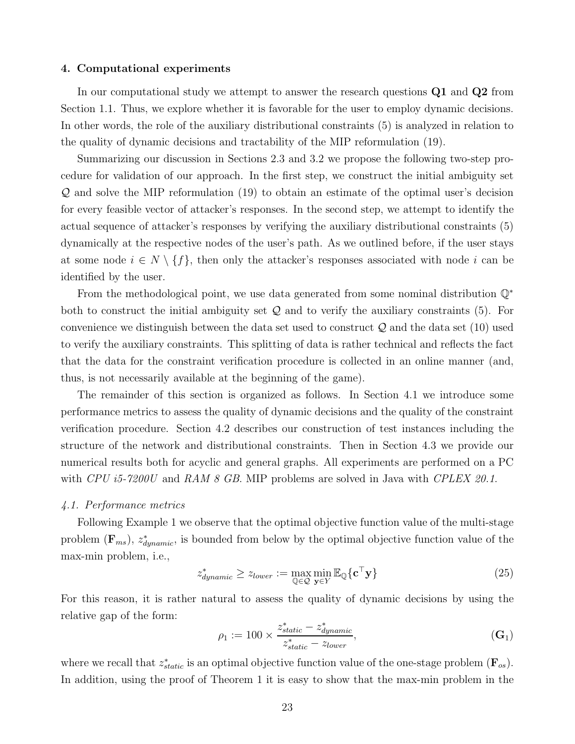## 4. Computational experiments

In our computational study we attempt to answer the research questions **Q1** and **Q2** from Section 1.1. Thus, we explore whether it is favorable for the user to employ dynamic decisions. In other words, the role of the auxiliary distributional constraints (5) is analyzed in relation to the quality of dynamic decisions and tractability of the MIP reformulation (19).

Summarizing our discussion in Sections 2.3 and 3.2 we propose the following two-step procedure for validation of our approach. In the first step, we construct the initial ambiguity set $\mathcal{Q}$ and solve the MIP reformulation (19) to obtain an estimate of the optimal user's decision for every feasible vector of attacker's responses. In the second step, we attempt to identify the actual sequence of attacker's responses by verifying the auxiliary distributional constraints (5) dynamically at the respective nodes of the user's path. As we outlined before, if the user stays at some node $i \in N \setminus \{f\}$, then only the attacker's responses associated with node $i$ can be identified by the user.

From the methodological point, we use data generated from some nominal distribution $\mathbb{Q}^*$ both to construct the initial ambiguity set $\mathcal{Q}$ and to verify the auxiliary constraints (5). For convenience we distinguish between the data set used to construct $\mathcal{Q}$ and the data set (10) used to verify the auxiliary constraints. This splitting of data is rather technical and reflects the fact that the data for the constraint verification procedure is collected in an online manner (and, thus, is not necessarily available at the beginning of the game).

The remainder of this section is organized as follows. In Section 4.1 we introduce some performance metrics to assess the quality of dynamic decisions and the quality of the constraint verification procedure. Section 4.2 describes our construction of test instances including the structure of the network and distributional constraints. Then in Section 4.3 we provide our numerical results both for acyclic and general graphs. All experiments are performed on a PC with *CPU i5-7200U* and *RAM 8 GB*. MIP problems are solved in Java with *CPLEX 20.1*.

### 4.1. Performance metrics

Following Example 1 we observe that the optimal objective function value of the multi-stage problem $(\mathbf{F}_{ms})$, $z^*_{dynamic}$, is bounded from below by the optimal objective function value of the max-min problem, i.e.,

$$z^*_{dynamic} \geq z_{lower} := \max_{\mathbb{Q} \in \mathcal{Q}} \min_{\mathbf{y} \in Y} \mathbb{E}_{\mathbb{Q}}\{\mathbf{c}^\top \mathbf{y}\} \tag{25}$$

For this reason, it is rather natural to assess the quality of dynamic decisions by using the relative gap of the form:

$$\rho_1 := 100 \times \frac{z^*_{static} - z^*_{dynamic}}{z^*_{static} - z_{lower}}, \tag{$\mathbf{G}_1$}$$

where we recall that $z^*_{static}$ is an optimal objective function value of the one-stage problem $(\mathbf{F}_{os})$. In addition, using the proof of Theorem 1 it is easy to show that the max-min problem in the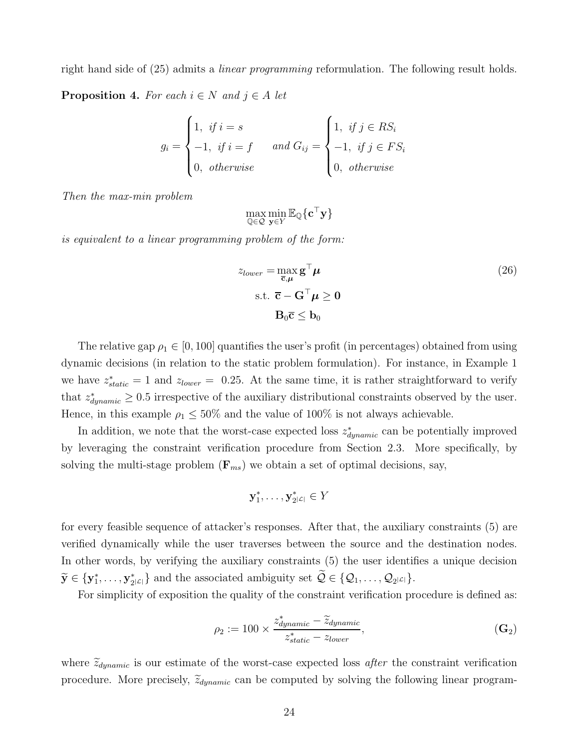right hand side of (25) admits a *linear programming* reformulation. The following result holds.

**Proposition 4.** *For each $i \in N$ and $j \in A$ let*

$$g_i = \begin{cases} 1, & \text{if } i = s \\ -1, & \text{if } i = f \\ 0, & \text{otherwise} \end{cases} \quad \text{and } G_{ij} = \begin{cases} 1, & \text{if } j \in RS_i \\ -1, & \text{if } j \in FS_i \\ 0, & \text{otherwise} \end{cases}$$

*Then the max-min problem*

$$\max_{\mathbb{Q} \in \mathcal{Q}} \min_{\mathbf{y} \in Y} \mathbb{E}_{\mathbb{Q}}\{\mathbf{c}^\top \mathbf{y}\}$$

*is equivalent to a linear programming problem of the form:*

$$\begin{aligned} z_{lower} = & \max_{\overline{\mathbf{c}}, \boldsymbol{\mu}} \mathbf{g}^\top \boldsymbol{\mu} \\ & \text{s.t. } \overline{\mathbf{c}} - \mathbf{G}^\top \boldsymbol{\mu} \geq \mathbf{0} \\ & \mathbf{B}_0 \overline{\mathbf{c}} \leq \mathbf{b}_0 \end{aligned} \tag{26}$$

The relative gap $\rho_1 \in [0, 100]$ quantifies the user's profit (in percentages) obtained from using dynamic decisions (in relation to the static problem formulation). For instance, in Example 1 we have $z^*_{static} = 1$ and $z_{lower} = 0.25$. At the same time, it is rather straightforward to verify that $z^*_{dynamic} \geq 0.5$ irrespective of the auxiliary distributional constraints observed by the user. Hence, in this example $\rho_1 \leq 50\%$ and the value of 100% is not always achievable.

In addition, we note that the worst-case expected loss $z^*_{dynamic}$ can be potentially improved by leveraging the constraint verification procedure from Section 2.3. More specifically, by solving the multi-stage problem ($\mathbf{F}_{ms}$) we obtain a set of optimal decisions, say,

$$\mathbf{y}^*_1, \ldots, \mathbf{y}^*_{2^{|\mathcal{L}|}} \in Y$$

for every feasible sequence of attacker's responses. After that, the auxiliary constraints (5) are verified dynamically while the user traverses between the source and the destination nodes. In other words, by verifying the auxiliary constraints (5) the user identifies a unique decision $\widetilde{\mathbf{y}} \in \{\mathbf{y}^*_1, \ldots, \mathbf{y}^*_{2^{|\mathcal{L}|}}\}$ and the associated ambiguity set $\widetilde{\mathcal{Q}} \in \{\mathcal{Q}_1, \ldots, \mathcal{Q}_{2^{|\mathcal{L}|}}\}$.

For simplicity of exposition the quality of the constraint verification procedure is defined as:

$$\rho_2 := 100 \times \frac{z^*_{dynamic} - \widetilde{z}_{dynamic}}{z^*_{static} - z_{lower}}, \tag{$\mathbf{G}_2$}$$

where $\widetilde{z}_{dynamic}$ is our estimate of the worst-case expected loss *after* the constraint verification procedure. More precisely, $\widetilde{z}_{dynamic}$ can be computed by solving the following linear program-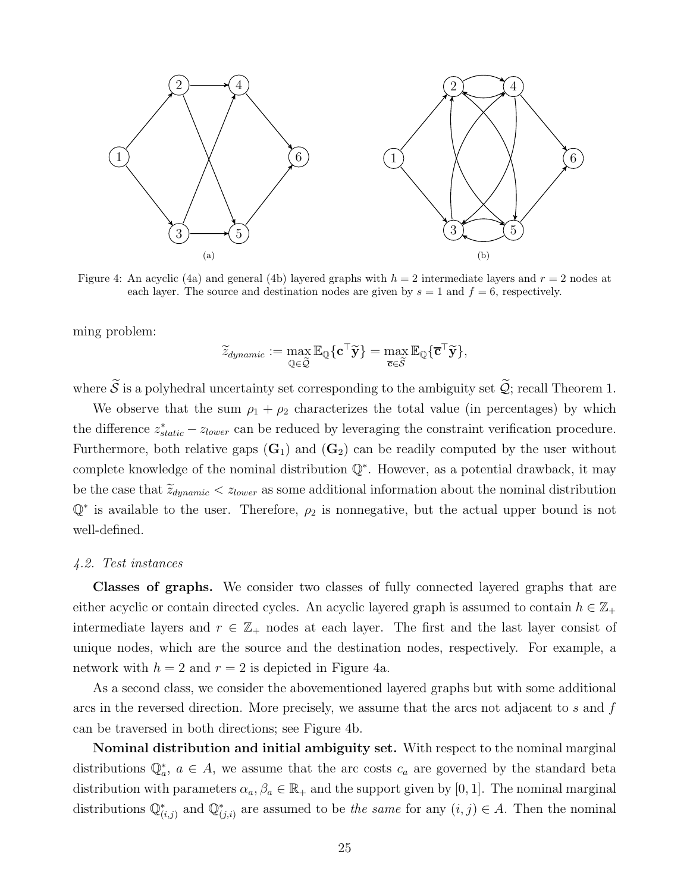Figure 4: An acyclic (4a) and general (4b) layered graphs with $h = 2$ intermediate layers and $r = 2$ nodes at each layer. The source and destination nodes are given by $s = 1$ and $f = 6$, respectively.

ming problem:

$$\widetilde{z}_{dynamic} := \max_{\mathbb{Q} \in \widetilde{\mathcal{Q}}} \mathbb{E}_{\mathbb{Q}}\{\mathbf{c}^\top \widetilde{\mathbf{y}}\} = \max_{\overline{\mathbf{c}} \in \widetilde{\mathcal{S}}} \mathbb{E}_{\mathbb{Q}}\{\overline{\mathbf{c}}^\top \widetilde{\mathbf{y}}\},$$

where $\widetilde{\mathcal{S}}$ is a polyhedral uncertainty set corresponding to the ambiguity set $\widetilde{\mathcal{Q}}$; recall Theorem 1.

We observe that the sum $\rho_1 + \rho_2$ characterizes the total value (in percentages) by which the difference $z^*_{static} - z_{lower}$ can be reduced by leveraging the constraint verification procedure. Furthermore, both relative gaps ($\mathbf{G}_1$) and ($\mathbf{G}_2$) can be readily computed by the user without complete knowledge of the nominal distribution $\mathbb{Q}^*$. However, as a potential drawback, it may be the case that $\widetilde{z}_{dynamic} < z_{lower}$ as some additional information about the nominal distribution $\mathbb{Q}^*$ is available to the user. Therefore, $\rho_2$ is nonnegative, but the actual upper bound is not well-defined.

### *4.2. Test instances*

**Classes of graphs.** We consider two classes of fully connected layered graphs that are either acyclic or contain directed cycles. An acyclic layered graph is assumed to contain $h \in \mathbb{Z}_+$ intermediate layers and $r \in \mathbb{Z}_+$ nodes at each layer. The first and the last layer consist of unique nodes, which are the source and the destination nodes, respectively. For example, a network with $h = 2$ and $r = 2$ is depicted in Figure 4a.

As a second class, we consider the abovementioned layered graphs but with some additional arcs in the reversed direction. More precisely, we assume that the arcs not adjacent to $s$ and $f$ can be traversed in both directions; see Figure 4b.

**Nominal distribution and initial ambiguity set.** With respect to the nominal marginal distributions $\mathbb{Q}^*_a$, $a \in A$, we assume that the arc costs $c_a$ are governed by the standard beta distribution with parameters $\alpha_a, \beta_a \in \mathbb{R}_+$ and the support given by $[0, 1]$. The nominal marginal distributions $\mathbb{Q}^*_{(i,j)}$ and $\mathbb{Q}^*_{(j,i)}$ are assumed to be *the same* for any $(i, j) \in A$. Then the nominal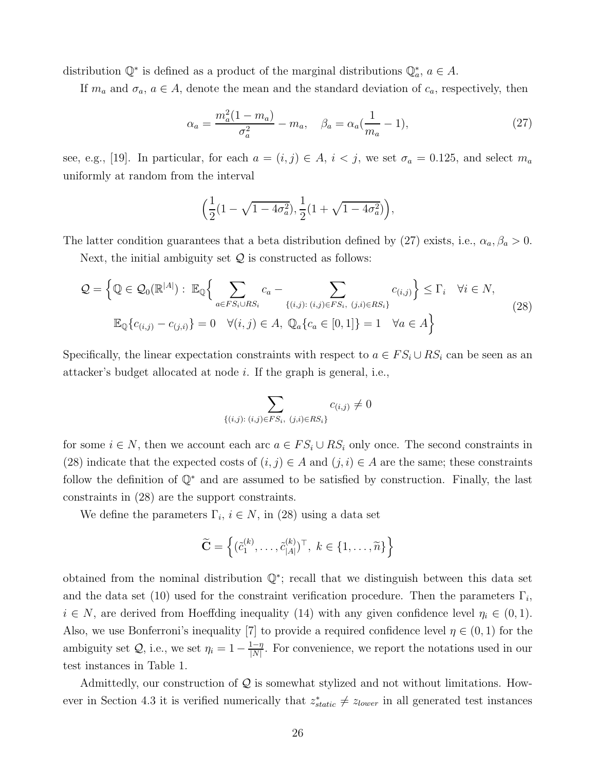distribution $\mathbb{Q}^*$ is defined as a product of the marginal distributions $\mathbb{Q}^*_a$, $a \in A$.

If $m_a$ and $\sigma_a$, $a \in A$, denote the mean and the standard deviation of $c_a$, respectively, then

$$\alpha_a = \frac{m_a^2(1-m_a)}{\sigma_a^2} - m_a, \quad \beta_a = \alpha_a(\frac{1}{m_a} - 1), \tag{27}$$

see, e.g., [19]. In particular, for each $a = (i,j) \in A$, $i < j$, we set $\sigma_a = 0.125$, and select $m_a$ uniformly at random from the interval

$$\Big(\frac{1}{2}(1 - \sqrt{1 - 4\sigma_a^2}), \frac{1}{2}(1 + \sqrt{1 - 4\sigma_a^2})\Big),$$

The latter condition guarantees that a beta distribution defined by (27) exists, i.e., $\alpha_a, \beta_a > 0$.

Next, the initial ambiguity set $\mathcal{Q}$ is constructed as follows:

$$\begin{aligned}
\mathcal{Q} = \Big\{\mathbb{Q} \in \mathcal{Q}_0(\mathbb{R}^{|A|}) :\ & \mathbb{E}_{\mathbb{Q}}\Big\{ \sum_{a \in FS_i \cup RS_i} c_a - \sum_{\{(i,j)\colon (i,j) \in FS_i,\ (j,i) \in RS_i\}} c_{(i,j)} \Big\} \leq \Gamma_i \quad \forall i \in N, \\
& \mathbb{E}_{\mathbb{Q}}\{c_{(i,j)} - c_{(j,i)}\} = 0 \quad \forall (i,j) \in A,\ \mathbb{Q}_a\{c_a \in [0,1]\} = 1 \quad \forall a \in A \Big\}
\end{aligned} \tag{28}$$

Specifically, the linear expectation constraints with respect to $a \in FS_i \cup RS_i$ can be seen as an attacker's budget allocated at node $i$. If the graph is general, i.e.,

$$\sum_{\{(i,j)\colon (i,j) \in FS_i,\ (j,i) \in RS_i\}} c_{(i,j)} \neq 0$$

for some $i \in N$, then we account each arc $a \in FS_i \cup RS_i$ only once. The second constraints in (28) indicate that the expected costs of $(i,j) \in A$ and $(j,i) \in A$ are the same; these constraints follow the definition of $\mathbb{Q}^*$ and are assumed to be satisfied by construction. Finally, the last constraints in (28) are the support constraints.

We define the parameters $\Gamma_i$, $i \in N$, in (28) using a data set

$$\widetilde{\mathbf{C}} = \Big\{ (\tilde{c}_1^{(k)}, \ldots, \tilde{c}_{|A|}^{(k)})^\top,\ k \in \{1, \ldots, \widetilde{n}\} \Big\}$$

obtained from the nominal distribution $\mathbb{Q}^*$; recall that we distinguish between this data set and the data set (10) used for the constraint verification procedure. Then the parameters $\Gamma_i$, $i \in N$, are derived from Hoeffding inequality (14) with any given confidence level $\eta_i \in (0,1)$. Also, we use Bonferroni's inequality [7] to provide a required confidence level $\eta \in (0,1)$ for the ambiguity set $\mathcal{Q}$, i.e., we set $\eta_i = 1 - \frac{1-\eta}{|N|}$. For convenience, we report the notations used in our test instances in Table 1.

Admittedly, our construction of $\mathcal{Q}$ is somewhat stylized and not without limitations. However in Section 4.3 it is verified numerically that $z^*_{static} \neq z_{lower}$ in all generated test instances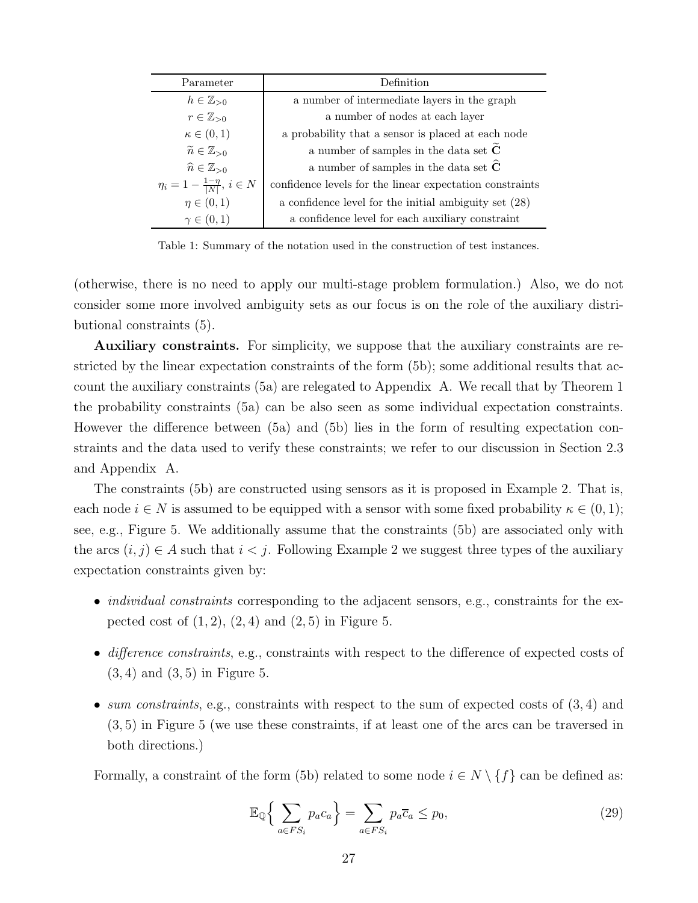| Parameter | Definition |
|---|---|
| $h \in \mathbb{Z}_{>0}$ | a number of intermediate layers in the graph |
| $r \in \mathbb{Z}_{>0}$ | a number of nodes at each layer |
| $\kappa \in (0,1)$ | a probability that a sensor is placed at each node |
| $\widetilde{n} \in \mathbb{Z}_{>0}$ | a number of samples in the data set $\widetilde{\mathbf{C}}$ |
| $\widehat{n} \in \mathbb{Z}_{>0}$ | a number of samples in the data set $\widehat{\mathbf{C}}$ |
| $\eta_i = 1 - \frac{1-\eta}{\lvert N \rvert}$, $i \in N$ | confidence levels for the linear expectation constraints |
| $\eta \in (0,1)$ | a confidence level for the initial ambiguity set (28) |
| $\gamma \in (0,1)$ | a confidence level for each auxiliary constraint |

Table 1: Summary of the notation used in the construction of test instances.

(otherwise, there is no need to apply our multi-stage problem formulation.) Also, we do not consider some more involved ambiguity sets as our focus is on the role of the auxiliary distributional constraints (5).

**Auxiliary constraints.** For simplicity, we suppose that the auxiliary constraints are restricted by the linear expectation constraints of the form (5b); some additional results that account the auxiliary constraints (5a) are relegated to Appendix A. We recall that by Theorem 1 the probability constraints (5a) can be also seen as some individual expectation constraints. However the difference between (5a) and (5b) lies in the form of resulting expectation constraints and the data used to verify these constraints; we refer to our discussion in Section 2.3 and Appendix A.

The constraints (5b) are constructed using sensors as it is proposed in Example 2. That is, each node $i \in N$ is assumed to be equipped with a sensor with some fixed probability $\kappa \in (0,1)$; see, e.g., Figure 5. We additionally assume that the constraints (5b) are associated only with the arcs $(i,j) \in A$ such that $i < j$. Following Example 2 we suggest three types of the auxiliary expectation constraints given by:

- *individual constraints* corresponding to the adjacent sensors, e.g., constraints for the expected cost of $(1,2)$, $(2,4)$ and $(2,5)$ in Figure 5.
- *difference constraints*, e.g., constraints with respect to the difference of expected costs of $(3,4)$ and $(3,5)$ in Figure 5.
- *sum constraints*, e.g., constraints with respect to the sum of expected costs of $(3,4)$ and $(3,5)$ in Figure 5 (we use these constraints, if at least one of the arcs can be traversed in both directions.)

Formally, a constraint of the form (5b) related to some node $i \in N \setminus \{f\}$ can be defined as:

$$\mathbb{E}_{\mathbb{Q}}\Big\{ \sum_{a \in FS_i} p_a c_a \Big\} = \sum_{a \in FS_i} p_a \overline{c}_a \leq p_0, \tag{29}$$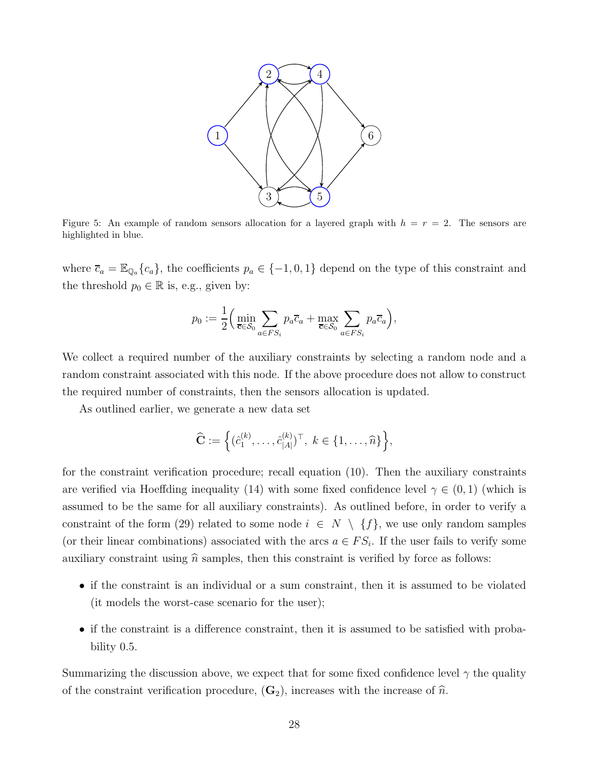Figure 5: An example of random sensors allocation for a layered graph with $h = r = 2$. The sensors are highlighted in blue.

where $\overline{c}_a = \mathbb{E}_{\mathbb{Q}_a}\{c_a\}$, the coefficients $p_a \in \{-1, 0, 1\}$ depend on the type of this constraint and the threshold $p_0 \in \mathbb{R}$ is, e.g., given by:

$$p_0 := \frac{1}{2}\Big(\min_{\overline{\mathbf{c}} \in \mathcal{S}_0} \sum_{a \in FS_i} p_a \overline{c}_a + \max_{\overline{\mathbf{c}} \in \mathcal{S}_0} \sum_{a \in FS_i} p_a \overline{c}_a\Big),$$

We collect a required number of the auxiliary constraints by selecting a random node and a random constraint associated with this node. If the above procedure does not allow to construct the required number of constraints, then the sensors allocation is updated.

As outlined earlier, we generate a new data set

$$\widehat{\mathbf{C}} := \Big\{(\hat{c}_1^{(k)}, \ldots, \hat{c}_{|A|}^{(k)})^\top, \ k \in \{1, \ldots, \widehat{n}\}\Big\},$$

for the constraint verification procedure; recall equation (10). Then the auxiliary constraints are verified via Hoeffding inequality (14) with some fixed confidence level $\gamma \in (0, 1)$ (which is assumed to be the same for all auxiliary constraints). As outlined before, in order to verify a constraint of the form (29) related to some node $i \in N \setminus \{f\}$, we use only random samples (or their linear combinations) associated with the arcs $a \in FS_i$. If the user fails to verify some auxiliary constraint using $\widehat{n}$ samples, then this constraint is verified by force as follows:

- if the constraint is an individual or a sum constraint, then it is assumed to be violated (it models the worst-case scenario for the user);
- if the constraint is a difference constraint, then it is assumed to be satisfied with probability 0.5.

Summarizing the discussion above, we expect that for some fixed confidence level $\gamma$ the quality of the constraint verification procedure, $(\mathbf{G}_2)$, increases with the increase of $\widehat{n}$.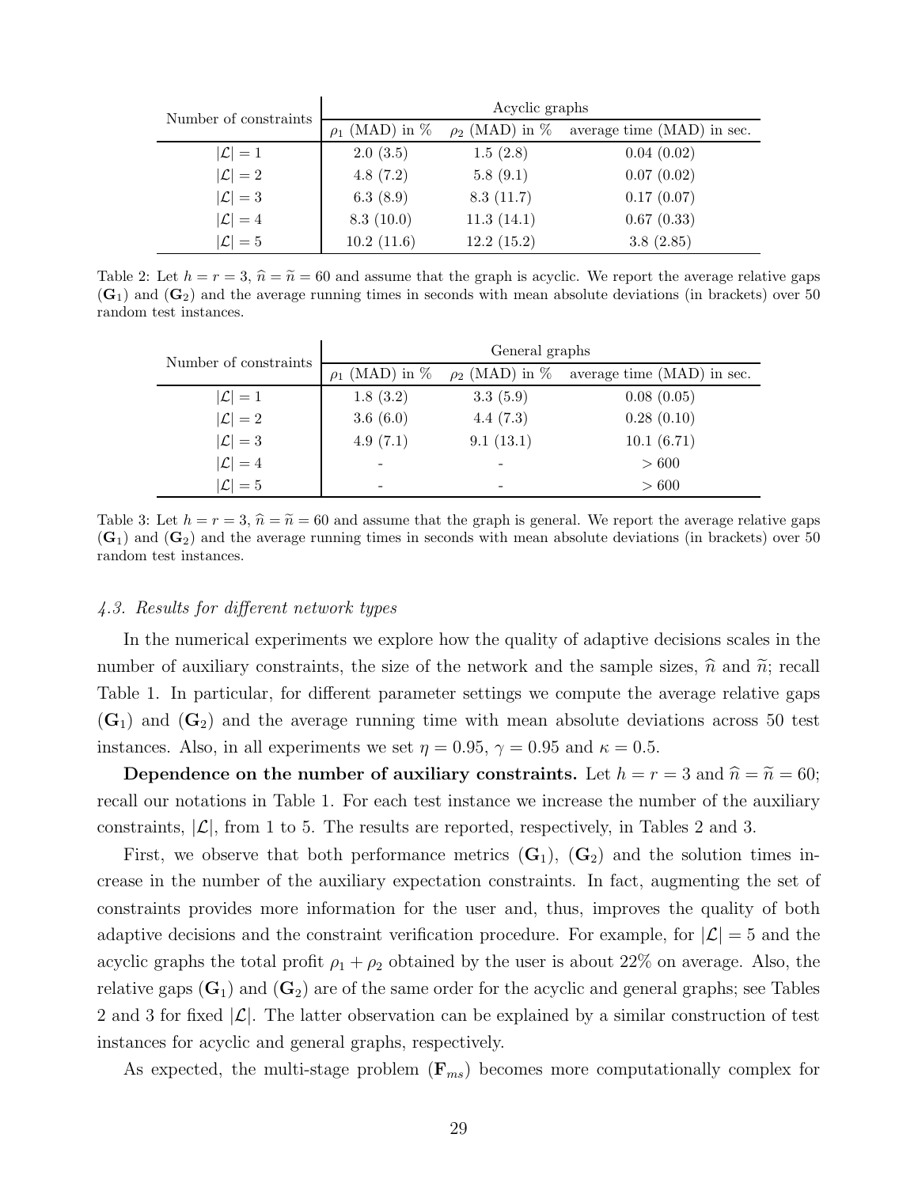| Number of constraints | Acyclic graphs | | |
|---|---|---|---|
| | $\rho_1$ (MAD) in % | $\rho_2$ (MAD) in % | average time (MAD) in sec. |
| $\lvert\mathcal{L}\rvert = 1$ | 2.0 (3.5) | 1.5 (2.8) | 0.04 (0.02) |
| $\lvert\mathcal{L}\rvert = 2$ | 4.8 (7.2) | 5.8 (9.1) | 0.07 (0.02) |
| $\lvert\mathcal{L}\rvert = 3$ | 6.3 (8.9) | 8.3 (11.7) | 0.17 (0.07) |
| $\lvert\mathcal{L}\rvert = 4$ | 8.3 (10.0) | 11.3 (14.1) | 0.67 (0.33) |
| $\lvert\mathcal{L}\rvert = 5$ | 10.2 (11.6) | 12.2 (15.2) | 3.8 (2.85) |

Table 2: Let $h = r = 3$, $\widehat{n} = \widetilde{n} = 60$ and assume that the graph is acyclic. We report the average relative gaps $(\mathbf{G}_1)$ and $(\mathbf{G}_2)$ and the average running times in seconds with mean absolute deviations (in brackets) over 50 random test instances.

| Number of constraints | General graphs | | |
|---|---|---|---|
| | $\rho_1$ (MAD) in % | $\rho_2$ (MAD) in % | average time (MAD) in sec. |
| $\lvert\mathcal{L}\rvert = 1$ | 1.8 (3.2) | 3.3 (5.9) | 0.08 (0.05) |
| $\lvert\mathcal{L}\rvert = 2$ | 3.6 (6.0) | 4.4 (7.3) | 0.28 (0.10) |
| $\lvert\mathcal{L}\rvert = 3$ | 4.9 (7.1) | 9.1 (13.1) | 10.1 (6.71) |
| $\lvert\mathcal{L}\rvert = 4$ | - | - | $> 600$ |
| $\lvert\mathcal{L}\rvert = 5$ | - | - | $> 600$ |

Table 3: Let $h = r = 3$, $\widehat{n} = \widetilde{n} = 60$ and assume that the graph is general. We report the average relative gaps $(\mathbf{G}_1)$ and $(\mathbf{G}_2)$ and the average running times in seconds with mean absolute deviations (in brackets) over 50 random test instances.

### *4.3. Results for different network types*

In the numerical experiments we explore how the quality of adaptive decisions scales in the number of auxiliary constraints, the size of the network and the sample sizes, $\widehat{n}$ and $\widetilde{n}$; recall Table 1. In particular, for different parameter settings we compute the average relative gaps $(\mathbf{G}_1)$ and $(\mathbf{G}_2)$ and the average running time with mean absolute deviations across 50 test instances. Also, in all experiments we set $\eta = 0.95$, $\gamma = 0.95$ and $\kappa = 0.5$.

**Dependence on the number of auxiliary constraints.** Let $h = r = 3$ and $\widehat{n} = \widetilde{n} = 60$; recall our notations in Table 1. For each test instance we increase the number of the auxiliary constraints, $|\mathcal{L}|$, from 1 to 5. The results are reported, respectively, in Tables 2 and 3.

First, we observe that both performance metrics $(\mathbf{G}_1)$, $(\mathbf{G}_2)$ and the solution times increase in the number of the auxiliary expectation constraints. In fact, augmenting the set of constraints provides more information for the user and, thus, improves the quality of both adaptive decisions and the constraint verification procedure. For example, for $|\mathcal{L}| = 5$ and the acyclic graphs the total profit $\rho_1 + \rho_2$ obtained by the user is about 22% on average. Also, the relative gaps $(\mathbf{G}_1)$ and $(\mathbf{G}_2)$ are of the same order for the acyclic and general graphs; see Tables 2 and 3 for fixed $|\mathcal{L}|$. The latter observation can be explained by a similar construction of test instances for acyclic and general graphs, respectively.

As expected, the multi-stage problem $(\mathbf{F}_{ms})$ becomes more computationally complex for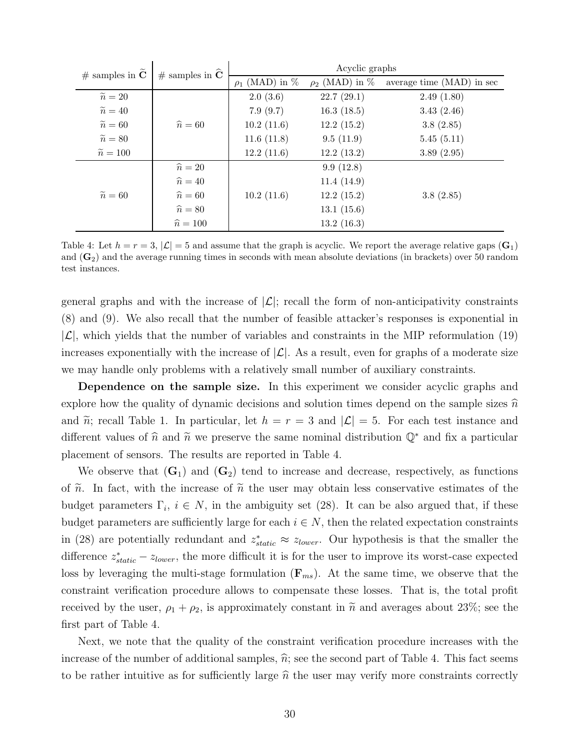| # samples in $\widetilde{\mathbf{C}}$ | # samples in $\widehat{\mathbf{C}}$ | Acyclic graphs | | |
|---|---|---|---|---|
| | | $\rho_1$ (MAD) in % | $\rho_2$ (MAD) in % | average time (MAD) in sec |
| $\widetilde{n} = 20$ | | 2.0 (3.6) | 22.7 (29.1) | 2.49 (1.80) |
| $\widetilde{n} = 40$ | | 7.9 (9.7) | 16.3 (18.5) | 3.43 (2.46) |
| $\widetilde{n} = 60$ | $\widehat{n} = 60$ | 10.2 (11.6) | 12.2 (15.2) | 3.8 (2.85) |
| $\widetilde{n} = 80$ | | 11.6 (11.8) | 9.5 (11.9) | 5.45 (5.11) |
| $\widetilde{n} = 100$ | | 12.2 (11.6) | 12.2 (13.2) | 3.89 (2.95) |
| | $\widehat{n} = 20$ | | 9.9 (12.8) | |
| | $\widehat{n} = 40$ | | 11.4 (14.9) | |
| $\widetilde{n} = 60$ | $\widehat{n} = 60$ | 10.2 (11.6) | 12.2 (15.2) | 3.8 (2.85) |
| | $\widehat{n} = 80$ | | 13.1 (15.6) | |
| | $\widehat{n} = 100$ | | 13.2 (16.3) | |

Table 4: Let $h = r = 3$, $|\mathcal{L}| = 5$ and assume that the graph is acyclic. We report the average relative gaps $(\mathbf{G}_1)$ and $(\mathbf{G}_2)$ and the average running times in seconds with mean absolute deviations (in brackets) over 50 random test instances.

general graphs and with the increase of $|\mathcal{L}|$; recall the form of non-anticipativity constraints (8) and (9). We also recall that the number of feasible attacker's responses is exponential in $|\mathcal{L}|$, which yields that the number of variables and constraints in the MIP reformulation (19) increases exponentially with the increase of $|\mathcal{L}|$. As a result, even for graphs of a moderate size we may handle only problems with a relatively small number of auxiliary constraints.

**Dependence on the sample size.** In this experiment we consider acyclic graphs and explore how the quality of dynamic decisions and solution times depend on the sample sizes $\widehat{n}$ and $\widetilde{n}$; recall Table 1. In particular, let $h = r = 3$ and $|\mathcal{L}| = 5$. For each test instance and different values of $\widehat{n}$ and $\widetilde{n}$ we preserve the same nominal distribution $\mathbb{Q}^*$ and fix a particular placement of sensors. The results are reported in Table 4.

We observe that $(\mathbf{G}_1)$ and $(\mathbf{G}_2)$ tend to increase and decrease, respectively, as functions of $\widetilde{n}$. In fact, with the increase of $\widetilde{n}$ the user may obtain less conservative estimates of the budget parameters $\Gamma_i$, $i \in N$, in the ambiguity set (28). It can be also argued that, if these budget parameters are sufficiently large for each $i \in N$, then the related expectation constraints in (28) are potentially redundant and $z^*_{static} \approx z_{lower}$. Our hypothesis is that the smaller the difference $z^*_{static} - z_{lower}$, the more difficult it is for the user to improve its worst-case expected loss by leveraging the multi-stage formulation $(\mathbf{F}_{ms})$. At the same time, we observe that the constraint verification procedure allows to compensate these losses. That is, the total profit received by the user, $\rho_1 + \rho_2$, is approximately constant in $\widetilde{n}$ and averages about 23%; see the first part of Table 4.

Next, we note that the quality of the constraint verification procedure increases with the increase of the number of additional samples, $\widehat{n}$; see the second part of Table 4. This fact seems to be rather intuitive as for sufficiently large $\widehat{n}$ the user may verify more constraints correctly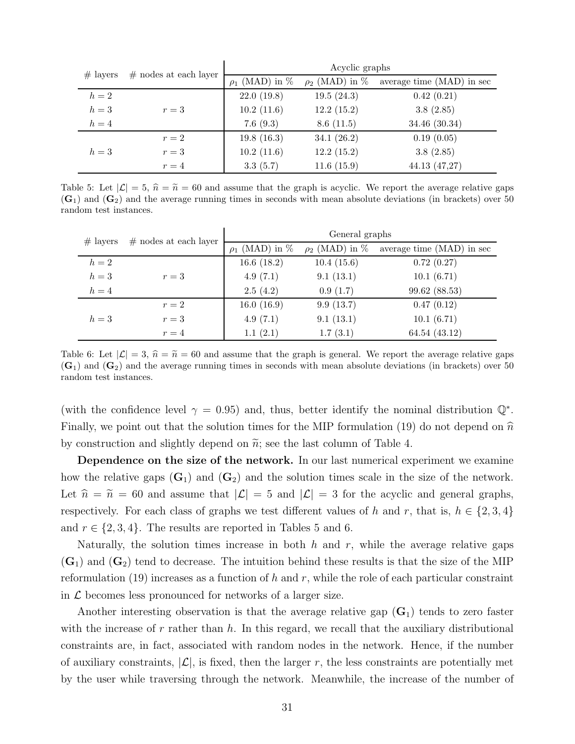| # layers | # nodes at each layer | Acyclic graphs | | |
|---|---|---|---|---|
| | | $\rho_1$ (MAD) in % | $\rho_2$ (MAD) in % | average time (MAD) in sec |
| $h = 2$ | | 22.0 (19.8) | 19.5 (24.3) | 0.42 (0.21) |
| $h = 3$ | $r = 3$ | 10.2 (11.6) | 12.2 (15.2) | 3.8 (2.85) |
| $h = 4$ | | 7.6 (9.3) | 8.6 (11.5) | 34.46 (30.34) |
| | $r = 2$ | 19.8 (16.3) | 34.1 (26.2) | 0.19 (0.05) |
| $h = 3$ | $r = 3$ | 10.2 (11.6) | 12.2 (15.2) | 3.8 (2.85) |
| | $r = 4$ | 3.3 (5.7) | 11.6 (15.9) | 44.13 (47,27) |

Table 5: Let $|\mathcal{L}| = 5$, $\widehat{n} = \widetilde{n} = 60$ and assume that the graph is acyclic. We report the average relative gaps ($\mathbf{G}_1$) and ($\mathbf{G}_2$) and the average running times in seconds with mean absolute deviations (in brackets) over 50 random test instances.

| # layers | # nodes at each layer | General graphs | | |
|---|---|---|---|---|
| | | $\rho_1$ (MAD) in % | $\rho_2$ (MAD) in % | average time (MAD) in sec |
| $h = 2$ | | 16.6 (18.2) | 10.4 (15.6) | 0.72 (0.27) |
| $h = 3$ | $r = 3$ | 4.9 (7.1) | 9.1 (13.1) | 10.1 (6.71) |
| $h = 4$ | | 2.5 (4.2) | 0.9 (1.7) | 99.62 (88.53) |
| | $r = 2$ | 16.0 (16.9) | 9.9 (13.7) | 0.47 (0.12) |
| $h = 3$ | $r = 3$ | 4.9 (7.1) | 9.1 (13.1) | 10.1 (6.71) |
| | $r = 4$ | 1.1 (2.1) | 1.7 (3.1) | 64.54 (43.12) |

Table 6: Let $|\mathcal{L}| = 3$, $\widehat{n} = \widetilde{n} = 60$ and assume that the graph is general. We report the average relative gaps ($\mathbf{G}_1$) and ($\mathbf{G}_2$) and the average running times in seconds with mean absolute deviations (in brackets) over 50 random test instances.

(with the confidence level $\gamma = 0.95$) and, thus, better identify the nominal distribution $\mathbb{Q}^*$. Finally, we point out that the solution times for the MIP formulation (19) do not depend on $\widehat{n}$ by construction and slightly depend on $\widetilde{n}$; see the last column of Table 4.

**Dependence on the size of the network.** In our last numerical experiment we examine how the relative gaps ($\mathbf{G}_1$) and ($\mathbf{G}_2$) and the solution times scale in the size of the network. Let $\widehat{n} = \widetilde{n} = 60$ and assume that $|\mathcal{L}| = 5$ and $|\mathcal{L}| = 3$ for the acyclic and general graphs, respectively. For each class of graphs we test different values of $h$ and $r$, that is, $h \in \{2, 3, 4\}$ and $r \in \{2, 3, 4\}$. The results are reported in Tables 5 and 6.

Naturally, the solution times increase in both $h$ and $r$, while the average relative gaps ($\mathbf{G}_1$) and ($\mathbf{G}_2$) tend to decrease. The intuition behind these results is that the size of the MIP reformulation (19) increases as a function of $h$ and $r$, while the role of each particular constraint in $\mathcal{L}$ becomes less pronounced for networks of a larger size.

Another interesting observation is that the average relative gap ($\mathbf{G}_1$) tends to zero faster with the increase of $r$ rather than $h$. In this regard, we recall that the auxiliary distributional constraints are, in fact, associated with random nodes in the network. Hence, if the number of auxiliary constraints, $|\mathcal{L}|$, is fixed, then the larger $r$, the less constraints are potentially met by the user while traversing through the network. Meanwhile, the increase of the number of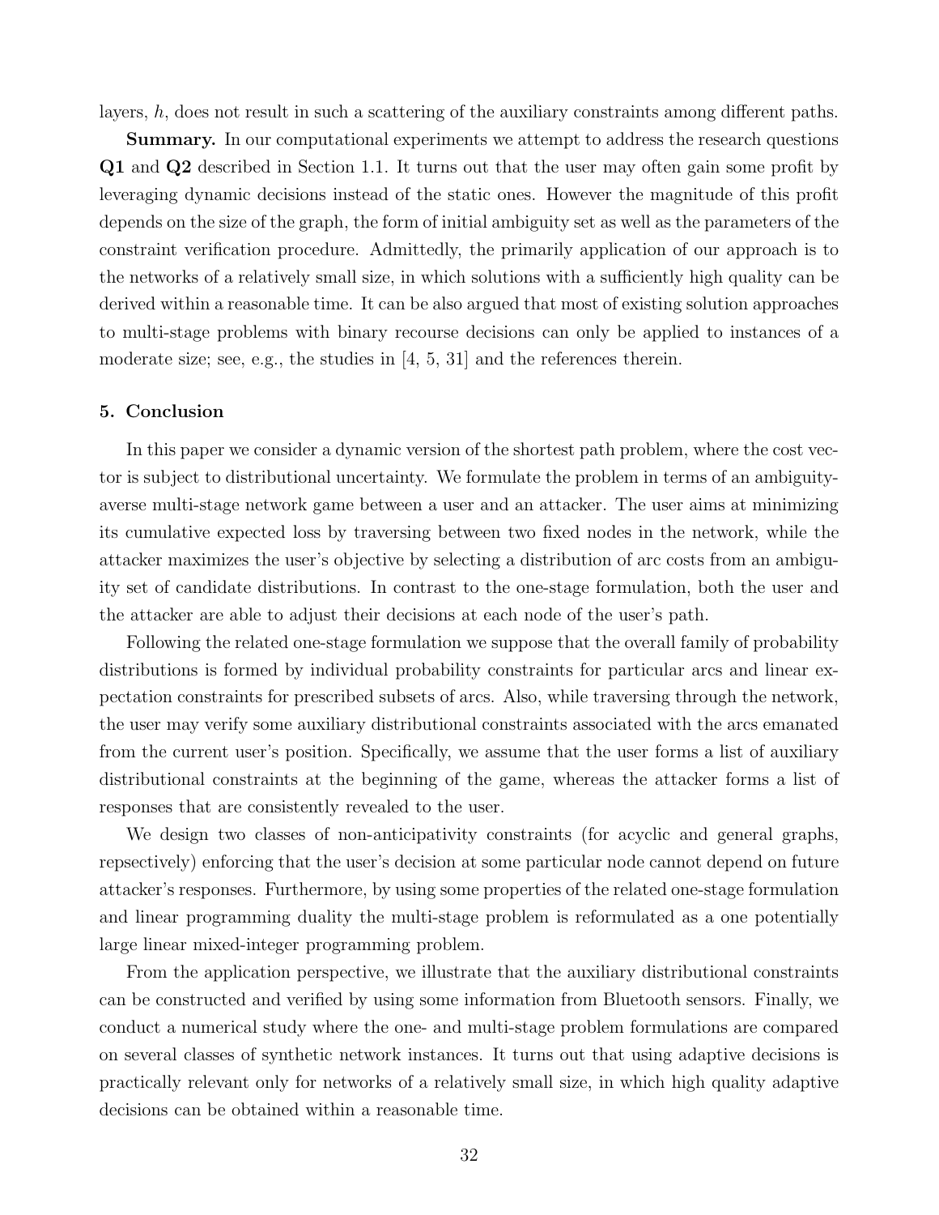layers, $h$, does not result in such a scattering of the auxiliary constraints among different paths.

**Summary.** In our computational experiments we attempt to address the research questions **Q1** and **Q2** described in Section 1.1. It turns out that the user may often gain some profit by leveraging dynamic decisions instead of the static ones. However the magnitude of this profit depends on the size of the graph, the form of initial ambiguity set as well as the parameters of the constraint verification procedure. Admittedly, the primarily application of our approach is to the networks of a relatively small size, in which solutions with a sufficiently high quality can be derived within a reasonable time. It can be also argued that most of existing solution approaches to multi-stage problems with binary recourse decisions can only be applied to instances of a moderate size; see, e.g., the studies in [4, 5, 31] and the references therein.

## 5. Conclusion

In this paper we consider a dynamic version of the shortest path problem, where the cost vector is subject to distributional uncertainty. We formulate the problem in terms of an ambiguity-averse multi-stage network game between a user and an attacker. The user aims at minimizing its cumulative expected loss by traversing between two fixed nodes in the network, while the attacker maximizes the user's objective by selecting a distribution of arc costs from an ambiguity set of candidate distributions. In contrast to the one-stage formulation, both the user and the attacker are able to adjust their decisions at each node of the user's path.

Following the related one-stage formulation we suppose that the overall family of probability distributions is formed by individual probability constraints for particular arcs and linear expectation constraints for prescribed subsets of arcs. Also, while traversing through the network, the user may verify some auxiliary distributional constraints associated with the arcs emanated from the current user's position. Specifically, we assume that the user forms a list of auxiliary distributional constraints at the beginning of the game, whereas the attacker forms a list of responses that are consistently revealed to the user.

We design two classes of non-anticipativity constraints (for acyclic and general graphs, repsectively) enforcing that the user's decision at some particular node cannot depend on future attacker's responses. Furthermore, by using some properties of the related one-stage formulation and linear programming duality the multi-stage problem is reformulated as a one potentially large linear mixed-integer programming problem.

From the application perspective, we illustrate that the auxiliary distributional constraints can be constructed and verified by using some information from Bluetooth sensors. Finally, we conduct a numerical study where the one- and multi-stage problem formulations are compared on several classes of synthetic network instances. It turns out that using adaptive decisions is practically relevant only for networks of a relatively small size, in which high quality adaptive decisions can be obtained within a reasonable time.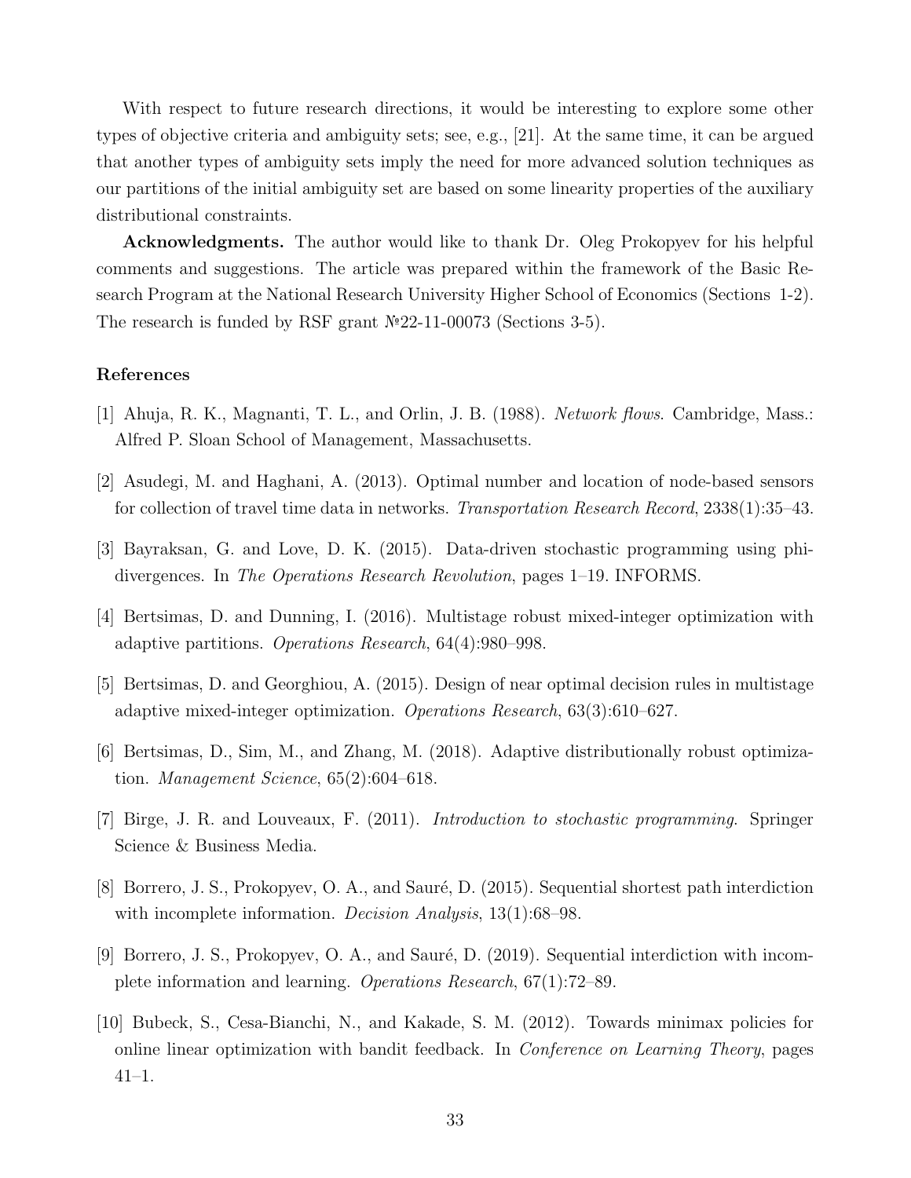With respect to future research directions, it would be interesting to explore some other types of objective criteria and ambiguity sets; see, e.g., [21]. At the same time, it can be argued that another types of ambiguity sets imply the need for more advanced solution techniques as our partitions of the initial ambiguity set are based on some linearity properties of the auxiliary distributional constraints.

**Acknowledgments.** The author would like to thank Dr. Oleg Prokopyev for his helpful comments and suggestions. The article was prepared within the framework of the Basic Research Program at the National Research University Higher School of Economics (Sections 1-2). The research is funded by RSF grant №22-11-00073 (Sections 3-5).

## References

[1] Ahuja, R. K., Magnanti, T. L., and Orlin, J. B. (1988). *Network flows*. Cambridge, Mass.: Alfred P. Sloan School of Management, Massachusetts.

[2] Asudegi, M. and Haghani, A. (2013). Optimal number and location of node-based sensors for collection of travel time data in networks. *Transportation Research Record*, 2338(1):35–43.

[3] Bayraksan, G. and Love, D. K. (2015). Data-driven stochastic programming using phi-divergences. In *The Operations Research Revolution*, pages 1–19. INFORMS.

[4] Bertsimas, D. and Dunning, I. (2016). Multistage robust mixed-integer optimization with adaptive partitions. *Operations Research*, 64(4):980–998.

[5] Bertsimas, D. and Georghiou, A. (2015). Design of near optimal decision rules in multistage adaptive mixed-integer optimization. *Operations Research*, 63(3):610–627.

[6] Bertsimas, D., Sim, M., and Zhang, M. (2018). Adaptive distributionally robust optimization. *Management Science*, 65(2):604–618.

[7] Birge, J. R. and Louveaux, F. (2011). *Introduction to stochastic programming*. Springer Science & Business Media.

[8] Borrero, J. S., Prokopyev, O. A., and Sauré, D. (2015). Sequential shortest path interdiction with incomplete information. *Decision Analysis*, 13(1):68–98.

[9] Borrero, J. S., Prokopyev, O. A., and Sauré, D. (2019). Sequential interdiction with incomplete information and learning. *Operations Research*, 67(1):72–89.

[10] Bubeck, S., Cesa-Bianchi, N., and Kakade, S. M. (2012). Towards minimax policies for online linear optimization with bandit feedback. In *Conference on Learning Theory*, pages 41–1.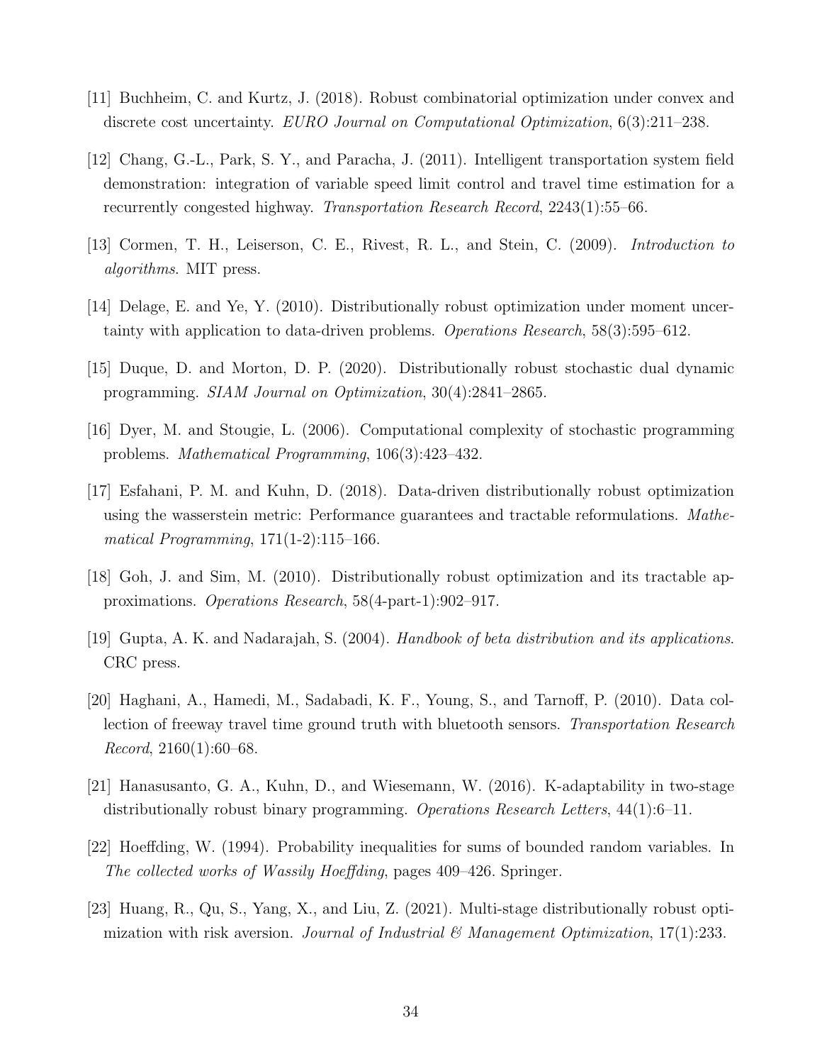[11] Buchheim, C. and Kurtz, J. (2018). Robust combinatorial optimization under convex and discrete cost uncertainty. *EURO Journal on Computational Optimization*, 6(3):211–238.

[12] Chang, G.-L., Park, S. Y., and Paracha, J. (2011). Intelligent transportation system field demonstration: integration of variable speed limit control and travel time estimation for a recurrently congested highway. *Transportation Research Record*, 2243(1):55–66.

[13] Cormen, T. H., Leiserson, C. E., Rivest, R. L., and Stein, C. (2009). *Introduction to algorithms*. MIT press.

[14] Delage, E. and Ye, Y. (2010). Distributionally robust optimization under moment uncertainty with application to data-driven problems. *Operations Research*, 58(3):595–612.

[15] Duque, D. and Morton, D. P. (2020). Distributionally robust stochastic dual dynamic programming. *SIAM Journal on Optimization*, 30(4):2841–2865.

[16] Dyer, M. and Stougie, L. (2006). Computational complexity of stochastic programming problems. *Mathematical Programming*, 106(3):423–432.

[17] Esfahani, P. M. and Kuhn, D. (2018). Data-driven distributionally robust optimization using the wasserstein metric: Performance guarantees and tractable reformulations. *Mathematical Programming*, 171(1-2):115–166.

[18] Goh, J. and Sim, M. (2010). Distributionally robust optimization and its tractable approximations. *Operations Research*, 58(4-part-1):902–917.

[19] Gupta, A. K. and Nadarajah, S. (2004). *Handbook of beta distribution and its applications*. CRC press.

[20] Haghani, A., Hamedi, M., Sadabadi, K. F., Young, S., and Tarnoff, P. (2010). Data collection of freeway travel time ground truth with bluetooth sensors. *Transportation Research Record*, 2160(1):60–68.

[21] Hanasusanto, G. A., Kuhn, D., and Wiesemann, W. (2016). K-adaptability in two-stage distributionally robust binary programming. *Operations Research Letters*, 44(1):6–11.

[22] Hoeffding, W. (1994). Probability inequalities for sums of bounded random variables. In *The collected works of Wassily Hoeffding*, pages 409–426. Springer.

[23] Huang, R., Qu, S., Yang, X., and Liu, Z. (2021). Multi-stage distributionally robust optimization with risk aversion. *Journal of Industrial & Management Optimization*, 17(1):233.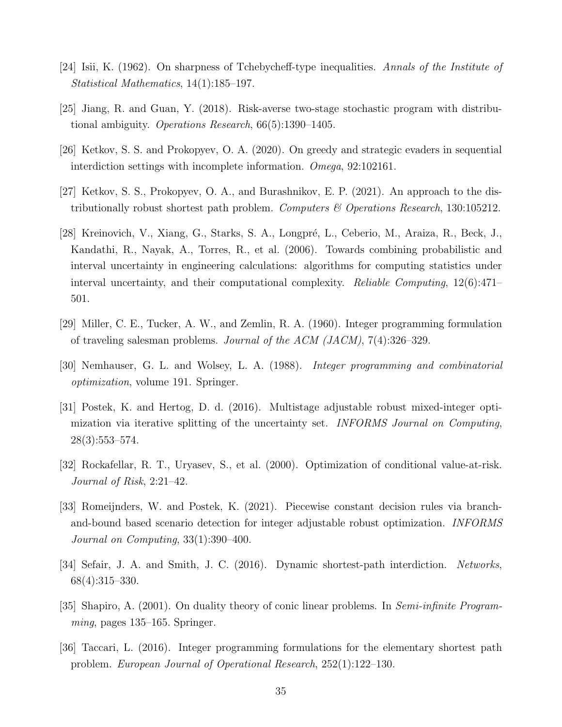[24] Isii, K. (1962). On sharpness of Tchebycheff-type inequalities. *Annals of the Institute of Statistical Mathematics*, 14(1):185–197.

[25] Jiang, R. and Guan, Y. (2018). Risk-averse two-stage stochastic program with distributional ambiguity. *Operations Research*, 66(5):1390–1405.

[26] Ketkov, S. S. and Prokopyev, O. A. (2020). On greedy and strategic evaders in sequential interdiction settings with incomplete information. *Omega*, 92:102161.

[27] Ketkov, S. S., Prokopyev, O. A., and Burashnikov, E. P. (2021). An approach to the distributionally robust shortest path problem. *Computers & Operations Research*, 130:105212.

[28] Kreinovich, V., Xiang, G., Starks, S. A., Longpré, L., Ceberio, M., Araiza, R., Beck, J., Kandathi, R., Nayak, A., Torres, R., et al. (2006). Towards combining probabilistic and interval uncertainty in engineering calculations: algorithms for computing statistics under interval uncertainty, and their computational complexity. *Reliable Computing*, 12(6):471–501.

[29] Miller, C. E., Tucker, A. W., and Zemlin, R. A. (1960). Integer programming formulation of traveling salesman problems. *Journal of the ACM (JACM)*, 7(4):326–329.

[30] Nemhauser, G. L. and Wolsey, L. A. (1988). *Integer programming and combinatorial optimization*, volume 191. Springer.

[31] Postek, K. and Hertog, D. d. (2016). Multistage adjustable robust mixed-integer optimization via iterative splitting of the uncertainty set. *INFORMS Journal on Computing*, 28(3):553–574.

[32] Rockafellar, R. T., Uryasev, S., et al. (2000). Optimization of conditional value-at-risk. *Journal of Risk*, 2:21–42.

[33] Romeijnders, W. and Postek, K. (2021). Piecewise constant decision rules via branch-and-bound based scenario detection for integer adjustable robust optimization. *INFORMS Journal on Computing*, 33(1):390–400.

[34] Sefair, J. A. and Smith, J. C. (2016). Dynamic shortest-path interdiction. *Networks*, 68(4):315–330.

[35] Shapiro, A. (2001). On duality theory of conic linear problems. In *Semi-infinite Programming*, pages 135–165. Springer.

[36] Taccari, L. (2016). Integer programming formulations for the elementary shortest path problem. *European Journal of Operational Research*, 252(1):122–130.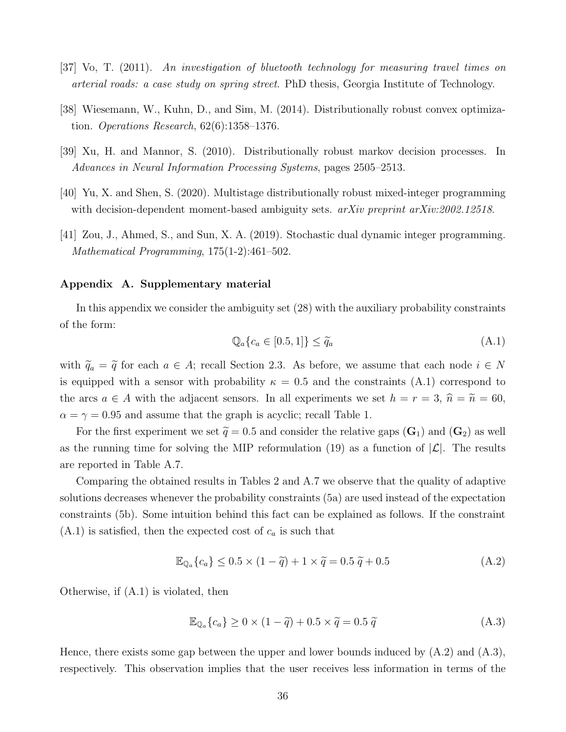[37] Vo, T. (2011). *An investigation of bluetooth technology for measuring travel times on arterial roads: a case study on spring street*. PhD thesis, Georgia Institute of Technology.

[38] Wiesemann, W., Kuhn, D., and Sim, M. (2014). Distributionally robust convex optimization. *Operations Research*, 62(6):1358–1376.

[39] Xu, H. and Mannor, S. (2010). Distributionally robust markov decision processes. In *Advances in Neural Information Processing Systems*, pages 2505–2513.

[40] Yu, X. and Shen, S. (2020). Multistage distributionally robust mixed-integer programming with decision-dependent moment-based ambiguity sets. *arXiv preprint arXiv:2002.12518*.

[41] Zou, J., Ahmed, S., and Sun, X. A. (2019). Stochastic dual dynamic integer programming. *Mathematical Programming*, 175(1-2):461–502.

## Appendix A. Supplementary material

In this appendix we consider the ambiguity set (28) with the auxiliary probability constraints of the form:

$$\mathbb{Q}_a\{c_a \in [0.5, 1]\} \leq \widetilde{q}_a \tag{A.1}$$

with $\widetilde{q}_a = \widetilde{q}$ for each $a \in A$; recall Section 2.3. As before, we assume that each node $i \in N$ is equipped with a sensor with probability $\kappa = 0.5$ and the constraints (A.1) correspond to the arcs $a \in A$ with the adjacent sensors. In all experiments we set $h = r = 3$, $\widehat{n} = \widetilde{n} = 60$, $\alpha = \gamma = 0.95$ and assume that the graph is acyclic; recall Table 1.

For the first experiment we set $\widetilde{q} = 0.5$ and consider the relative gaps $(\mathbf{G}_1)$ and $(\mathbf{G}_2)$ as well as the running time for solving the MIP reformulation (19) as a function of $|\mathcal{L}|$. The results are reported in Table A.7.

Comparing the obtained results in Tables 2 and A.7 we observe that the quality of adaptive solutions decreases whenever the probability constraints (5a) are used instead of the expectation constraints (5b). Some intuition behind this fact can be explained as follows. If the constraint (A.1) is satisfied, then the expected cost of $c_a$ is such that

$$\mathbb{E}_{\mathbb{Q}_a}\{c_a\} \leq 0.5 \times (1 - \widetilde{q}) + 1 \times \widetilde{q} = 0.5\, \widetilde{q} + 0.5 \tag{A.2}$$

Otherwise, if (A.1) is violated, then

$$\mathbb{E}_{\mathbb{Q}_a}\{c_a\} \geq 0 \times (1 - \widetilde{q}) + 0.5 \times \widetilde{q} = 0.5\, \widetilde{q} \tag{A.3}$$

Hence, there exists some gap between the upper and lower bounds induced by (A.2) and (A.3), respectively. This observation implies that the user receives less information in terms of the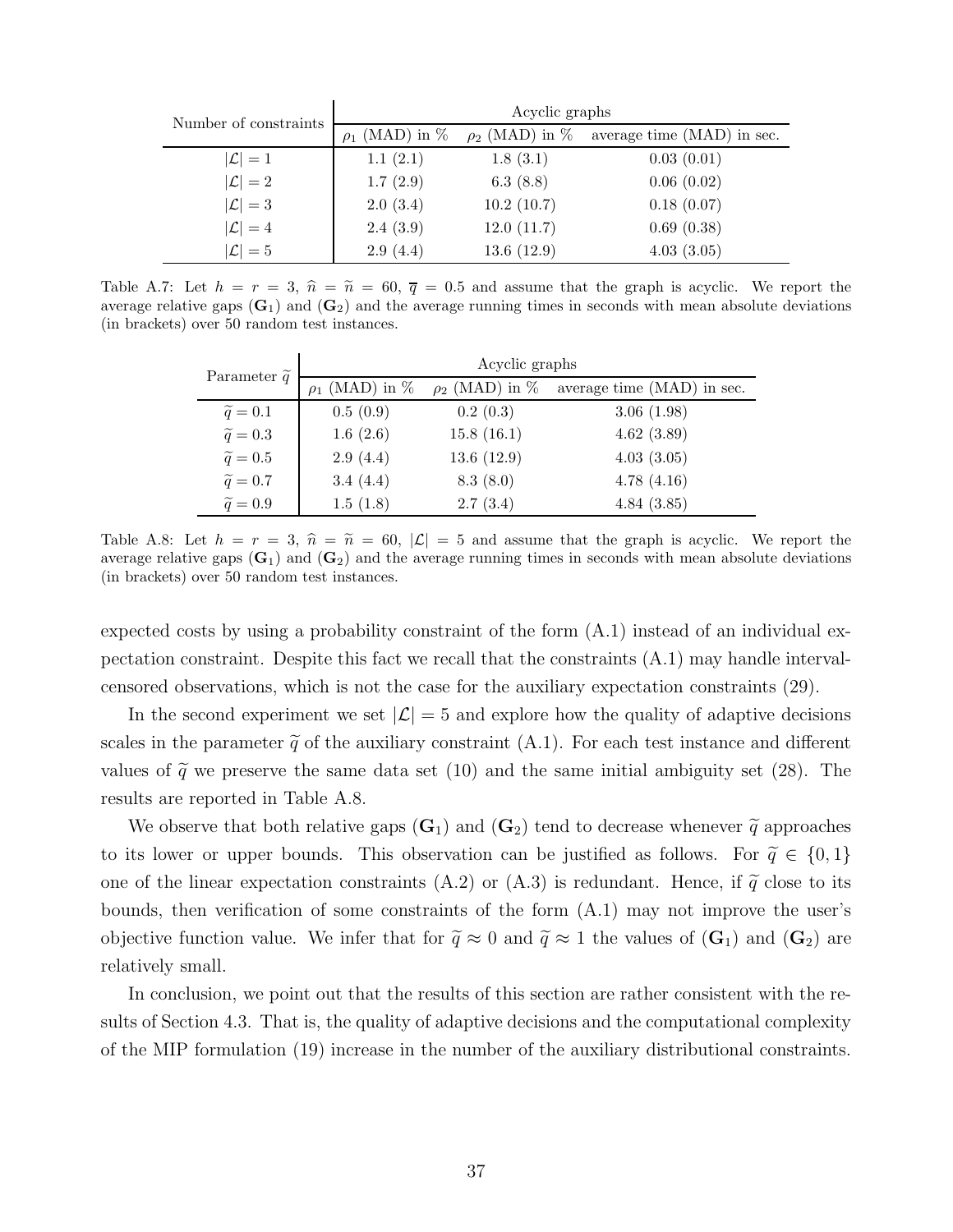| Number of constraints | Acyclic graphs | | |
|---|---|---|---|
| | $\rho_1$ (MAD) in % | $\rho_2$ (MAD) in % | average time (MAD) in sec. |
| $\lvert\mathcal{L}\rvert = 1$ | 1.1 (2.1) | 1.8 (3.1) | 0.03 (0.01) |
| $\lvert\mathcal{L}\rvert = 2$ | 1.7 (2.9) | 6.3 (8.8) | 0.06 (0.02) |
| $\lvert\mathcal{L}\rvert = 3$ | 2.0 (3.4) | 10.2 (10.7) | 0.18 (0.07) |
| $\lvert\mathcal{L}\rvert = 4$ | 2.4 (3.9) | 12.0 (11.7) | 0.69 (0.38) |
| $\lvert\mathcal{L}\rvert = 5$ | 2.9 (4.4) | 13.6 (12.9) | 4.03 (3.05) |

Table A.7: Let $h = r = 3$, $\widehat{n} = \widetilde{n} = 60$, $\overline{q} = 0.5$ and assume that the graph is acyclic. We report the average relative gaps $(\mathbf{G}_1)$ and $(\mathbf{G}_2)$ and the average running times in seconds with mean absolute deviations (in brackets) over 50 random test instances.

| Parameter $\widetilde{q}$ | Acyclic graphs | | |
|---|---|---|---|
| | $\rho_1$ (MAD) in % | $\rho_2$ (MAD) in % | average time (MAD) in sec. |
| $\widetilde{q} = 0.1$ | 0.5 (0.9) | 0.2 (0.3) | 3.06 (1.98) |
| $\widetilde{q} = 0.3$ | 1.6 (2.6) | 15.8 (16.1) | 4.62 (3.89) |
| $\widetilde{q} = 0.5$ | 2.9 (4.4) | 13.6 (12.9) | 4.03 (3.05) |
| $\widetilde{q} = 0.7$ | 3.4 (4.4) | 8.3 (8.0) | 4.78 (4.16) |
| $\widetilde{q} = 0.9$ | 1.5 (1.8) | 2.7 (3.4) | 4.84 (3.85) |

Table A.8: Let $h = r = 3$, $\widehat{n} = \widetilde{n} = 60$, $|\mathcal{L}| = 5$ and assume that the graph is acyclic. We report the average relative gaps $(\mathbf{G}_1)$ and $(\mathbf{G}_2)$ and the average running times in seconds with mean absolute deviations (in brackets) over 50 random test instances.

expected costs by using a probability constraint of the form (A.1) instead of an individual expectation constraint. Despite this fact we recall that the constraints (A.1) may handle interval-censored observations, which is not the case for the auxiliary expectation constraints (29).

In the second experiment we set $|\mathcal{L}| = 5$ and explore how the quality of adaptive decisions scales in the parameter $\widetilde{q}$ of the auxiliary constraint (A.1). For each test instance and different values of $\widetilde{q}$ we preserve the same data set (10) and the same initial ambiguity set (28). The results are reported in Table A.8.

We observe that both relative gaps $(\mathbf{G}_1)$ and $(\mathbf{G}_2)$ tend to decrease whenever $\widetilde{q}$ approaches to its lower or upper bounds. This observation can be justified as follows. For $\widetilde{q} \in \{0, 1\}$ one of the linear expectation constraints (A.2) or (A.3) is redundant. Hence, if $\widetilde{q}$ close to its bounds, then verification of some constraints of the form (A.1) may not improve the user's objective function value. We infer that for $\widetilde{q} \approx 0$ and $\widetilde{q} \approx 1$ the values of $(\mathbf{G}_1)$ and $(\mathbf{G}_2)$ are relatively small.

In conclusion, we point out that the results of this section are rather consistent with the results of Section 4.3. That is, the quality of adaptive decisions and the computational complexity of the MIP formulation (19) increase in the number of the auxiliary distributional constraints.